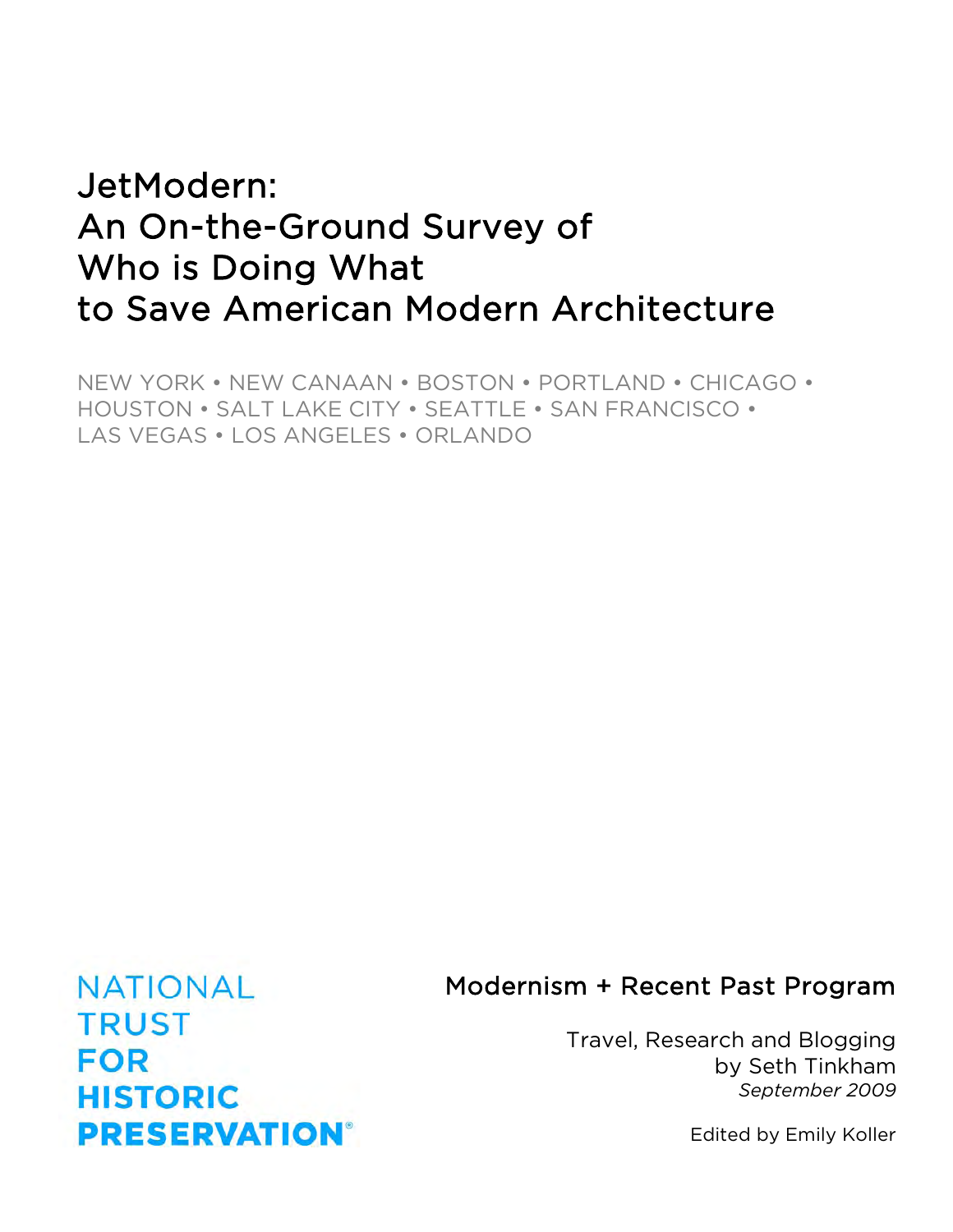# JetModern: An On-the-Ground Survey of Who is Doing What to Save American Modern Architecture

NEW YORK • NEW CANAAN • BOSTON • PORTLAND • CHICAGO • HOUSTON • SALT LAKE CITY • SEATTLE • SAN FRANCISCO • LAS VEGAS • LOS ANGELES • ORLANDO

NATIONAL TRUST FOR HISTORIC PRESERVATION®

Modernism + Recent Past Program

Travel, Research and Blogging
by Seth Tinkham
*September 2009*

Edited by Emily Koller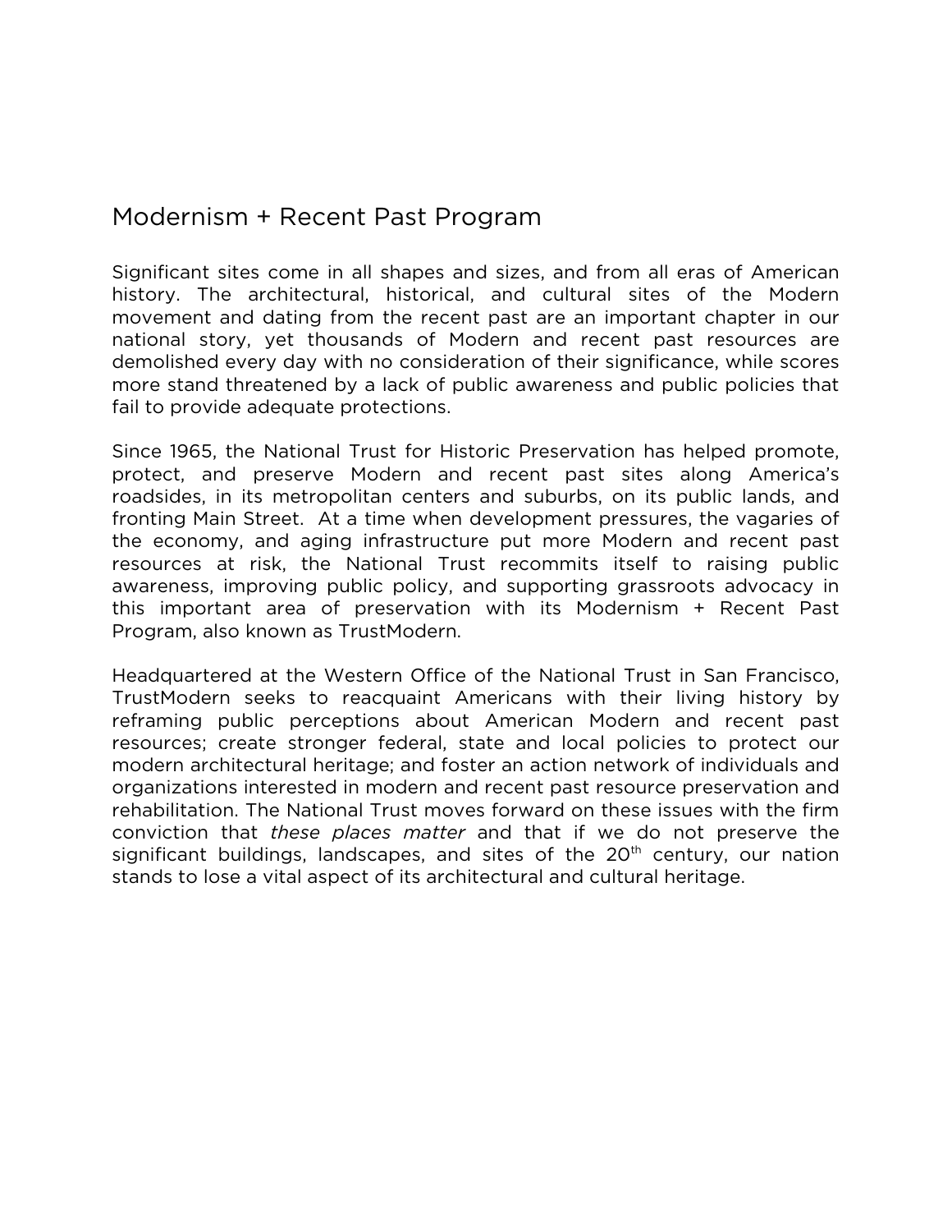# Modernism + Recent Past Program

Significant sites come in all shapes and sizes, and from all eras of American history. The architectural, historical, and cultural sites of the Modern movement and dating from the recent past are an important chapter in our national story, yet thousands of Modern and recent past resources are demolished every day with no consideration of their significance, while scores more stand threatened by a lack of public awareness and public policies that fail to provide adequate protections.

Since 1965, the National Trust for Historic Preservation has helped promote, protect, and preserve Modern and recent past sites along America's roadsides, in its metropolitan centers and suburbs, on its public lands, and fronting Main Street. At a time when development pressures, the vagaries of the economy, and aging infrastructure put more Modern and recent past resources at risk, the National Trust recommits itself to raising public awareness, improving public policy, and supporting grassroots advocacy in this important area of preservation with its Modernism + Recent Past Program, also known as TrustModern.

Headquartered at the Western Office of the National Trust in San Francisco, TrustModern seeks to reacquaint Americans with their living history by reframing public perceptions about American Modern and recent past resources; create stronger federal, state and local policies to protect our modern architectural heritage; and foster an action network of individuals and organizations interested in modern and recent past resource preservation and rehabilitation. The National Trust moves forward on these issues with the firm conviction that *these places matter* and that if we do not preserve the significant buildings, landscapes, and sites of the 20th century, our nation stands to lose a vital aspect of its architectural and cultural heritage.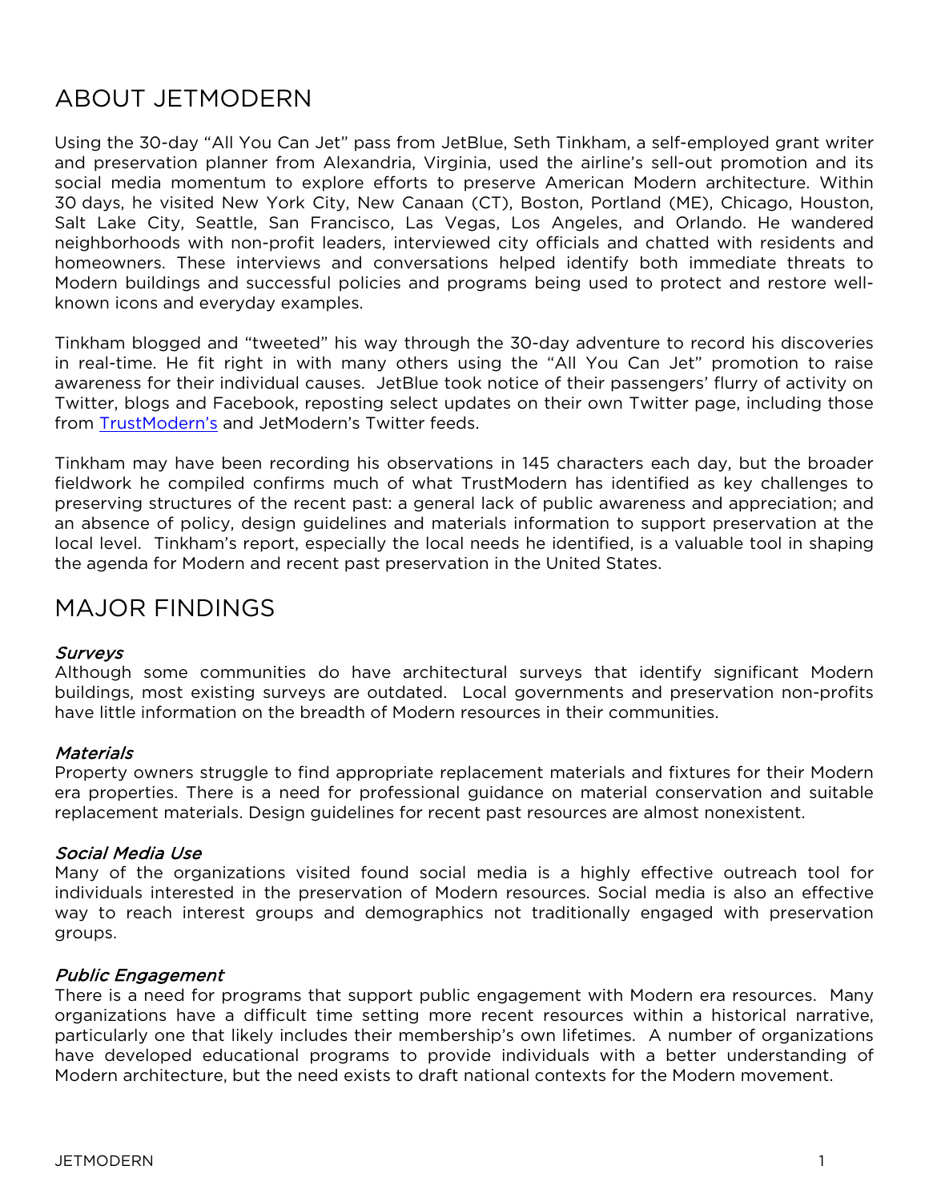## ABOUT JETMODERN

Using the 30-day "All You Can Jet" pass from JetBlue, Seth Tinkham, a self-employed grant writer and preservation planner from Alexandria, Virginia, used the airline's sell-out promotion and its social media momentum to explore efforts to preserve American Modern architecture. Within 30 days, he visited New York City, New Canaan (CT), Boston, Portland (ME), Chicago, Houston, Salt Lake City, Seattle, San Francisco, Las Vegas, Los Angeles, and Orlando. He wandered neighborhoods with non-profit leaders, interviewed city officials and chatted with residents and homeowners. These interviews and conversations helped identify both immediate threats to Modern buildings and successful policies and programs being used to protect and restore well-known icons and everyday examples.

Tinkham blogged and "tweeted" his way through the 30-day adventure to record his discoveries in real-time. He fit right in with many others using the "All You Can Jet" promotion to raise awareness for their individual causes. JetBlue took notice of their passengers' flurry of activity on Twitter, blogs and Facebook, reposting select updates on their own Twitter page, including those from TrustModern's and JetModern's Twitter feeds.

Tinkham may have been recording his observations in 145 characters each day, but the broader fieldwork he compiled confirms much of what TrustModern has identified as key challenges to preserving structures of the recent past: a general lack of public awareness and appreciation; and an absence of policy, design guidelines and materials information to support preservation at the local level. Tinkham's report, especially the local needs he identified, is a valuable tool in shaping the agenda for Modern and recent past preservation in the United States.

## MAJOR FINDINGS

### *Surveys*

Although some communities do have architectural surveys that identify significant Modern buildings, most existing surveys are outdated. Local governments and preservation non-profits have little information on the breadth of Modern resources in their communities.

### *Materials*

Property owners struggle to find appropriate replacement materials and fixtures for their Modern era properties. There is a need for professional guidance on material conservation and suitable replacement materials. Design guidelines for recent past resources are almost nonexistent.

### *Social Media Use*

Many of the organizations visited found social media is a highly effective outreach tool for individuals interested in the preservation of Modern resources. Social media is also an effective way to reach interest groups and demographics not traditionally engaged with preservation groups.

### *Public Engagement*

There is a need for programs that support public engagement with Modern era resources. Many organizations have a difficult time setting more recent resources within a historical narrative, particularly one that likely includes their membership's own lifetimes. A number of organizations have developed educational programs to provide individuals with a better understanding of Modern architecture, but the need exists to draft national contexts for the Modern movement.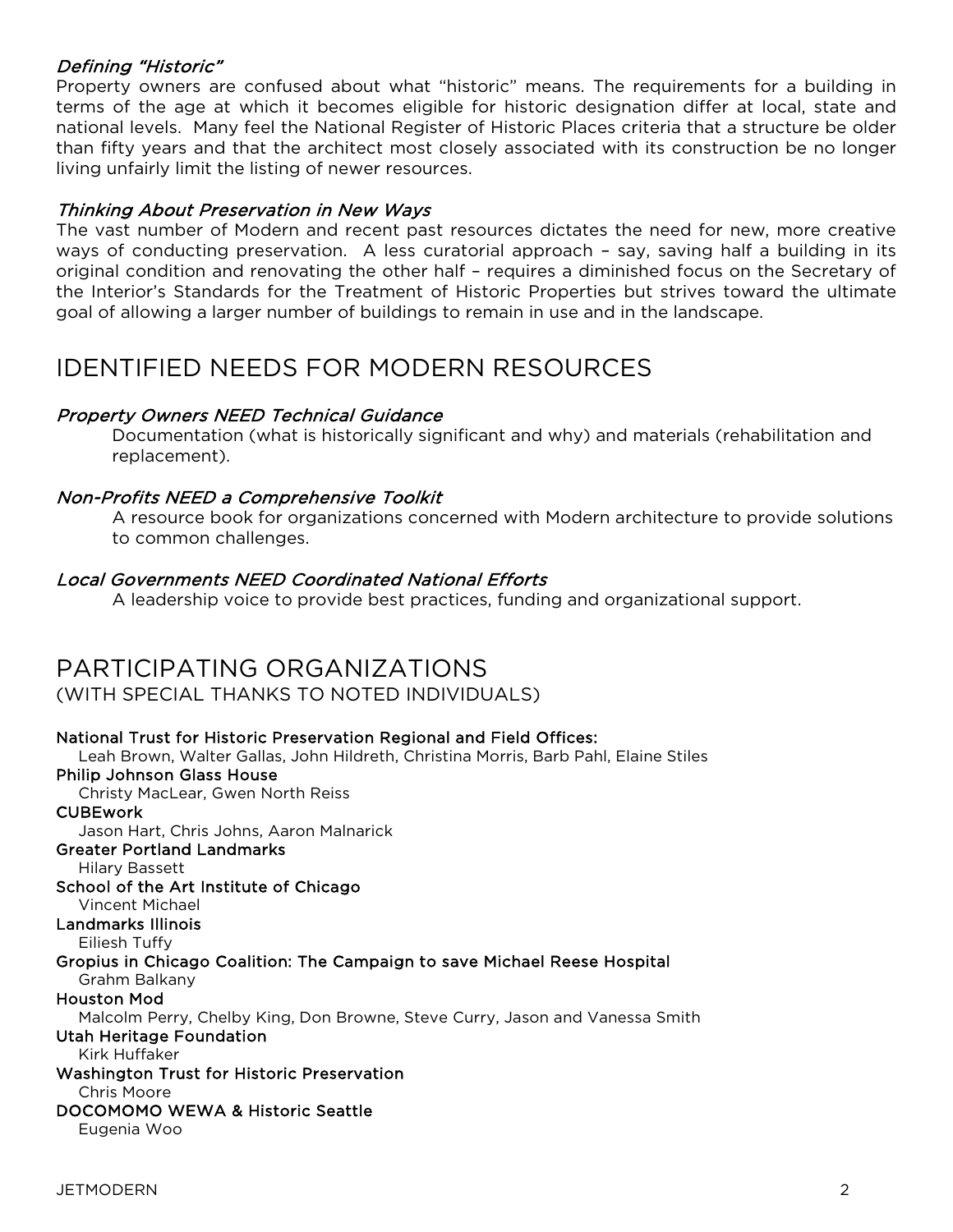### *Defining "Historic"*

Property owners are confused about what "historic" means. The requirements for a building in terms of the age at which it becomes eligible for historic designation differ at local, state and national levels. Many feel the National Register of Historic Places criteria that a structure be older than fifty years and that the architect most closely associated with its construction be no longer living unfairly limit the listing of newer resources.

### *Thinking About Preservation in New Ways*

The vast number of Modern and recent past resources dictates the need for new, more creative ways of conducting preservation. A less curatorial approach – say, saving half a building in its original condition and renovating the other half – requires a diminished focus on the Secretary of the Interior's Standards for the Treatment of Historic Properties but strives toward the ultimate goal of allowing a larger number of buildings to remain in use and in the landscape.

## IDENTIFIED NEEDS FOR MODERN RESOURCES

### *Property Owners NEED Technical Guidance*

Documentation (what is historically significant and why) and materials (rehabilitation and replacement).

### *Non-Profits NEED a Comprehensive Toolkit*

A resource book for organizations concerned with Modern architecture to provide solutions to common challenges.

### *Local Governments NEED Coordinated National Efforts*

A leadership voice to provide best practices, funding and organizational support.

## PARTICIPATING ORGANIZATIONS
(WITH SPECIAL THANKS TO NOTED INDIVIDUALS)

**National Trust for Historic Preservation Regional and Field Offices:**
Leah Brown, Walter Gallas, John Hildreth, Christina Morris, Barb Pahl, Elaine Stiles

**Philip Johnson Glass House**
Christy MacLear, Gwen North Reiss

**CUBEwork**
Jason Hart, Chris Johns, Aaron Malnarick

**Greater Portland Landmarks**
Hilary Bassett

**School of the Art Institute of Chicago**
Vincent Michael

**Landmarks Illinois**
Eiliesh Tuffy

**Gropius in Chicago Coalition: The Campaign to save Michael Reese Hospital**
Grahm Balkany

**Houston Mod**
Malcolm Perry, Chelby King, Don Browne, Steve Curry, Jason and Vanessa Smith

**Utah Heritage Foundation**
Kirk Huffaker

**Washington Trust for Historic Preservation**
Chris Moore

**DOCOMOMO WEWA & Historic Seattle**
Eugenia Woo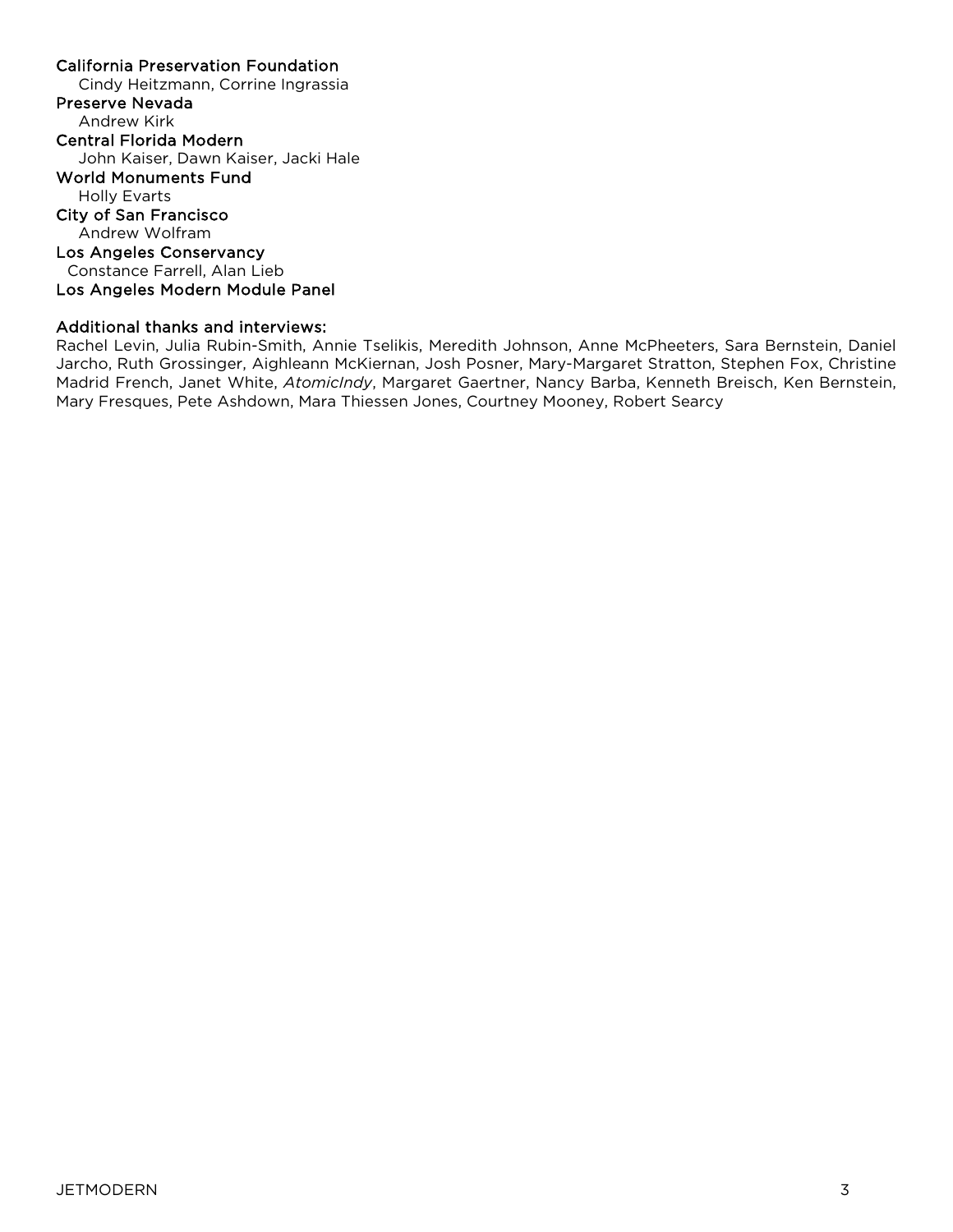**California Preservation Foundation**
Cindy Heitzmann, Corrine Ingrassia
**Preserve Nevada**
Andrew Kirk
**Central Florida Modern**
John Kaiser, Dawn Kaiser, Jacki Hale
**World Monuments Fund**
Holly Evarts
**City of San Francisco**
Andrew Wolfram
**Los Angeles Conservancy**
Constance Farrell, Alan Lieb
**Los Angeles Modern Module Panel**

**Additional thanks and interviews:**
Rachel Levin, Julia Rubin-Smith, Annie Tselikis, Meredith Johnson, Anne McPheeters, Sara Bernstein, Daniel Jarcho, Ruth Grossinger, Aighleann McKiernan, Josh Posner, Mary-Margaret Stratton, Stephen Fox, Christine Madrid French, Janet White, *AtomicIndy*, Margaret Gaertner, Nancy Barba, Kenneth Breisch, Ken Bernstein, Mary Fresques, Pete Ashdown, Mara Thiessen Jones, Courtney Mooney, Robert Searcy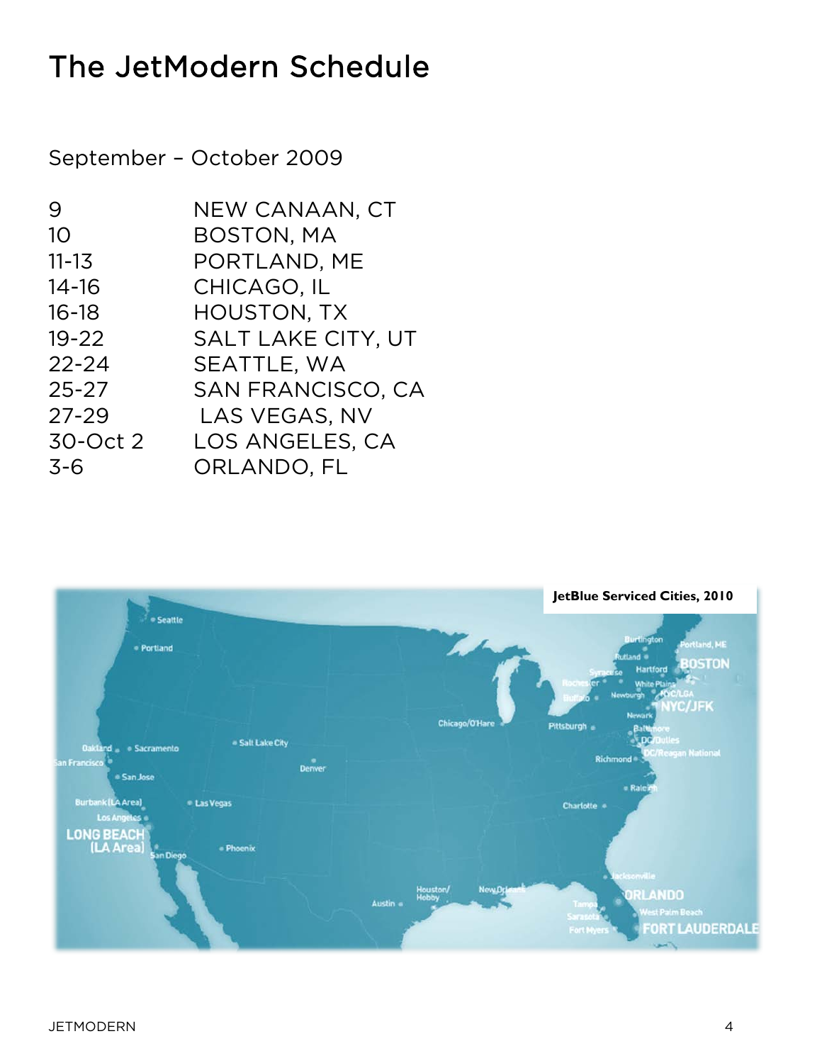# The JetModern Schedule

September – October 2009

| | |
|---|---|
| 9 | NEW CANAAN, CT |
| 10 | BOSTON, MA |
| 11-13 | PORTLAND, ME |
| 14-16 | CHICAGO, IL |
| 16-18 | HOUSTON, TX |
| 19-22 | SALT LAKE CITY, UT |
| 22-24 | SEATTLE, WA |
| 25-27 | SAN FRANCISCO, CA |
| 27-29 | LAS VEGAS, NV |
| 30-Oct 2 | LOS ANGELES, CA |
| 3-6 | ORLANDO, FL |

**JetBlue Serviced Cities, 2010**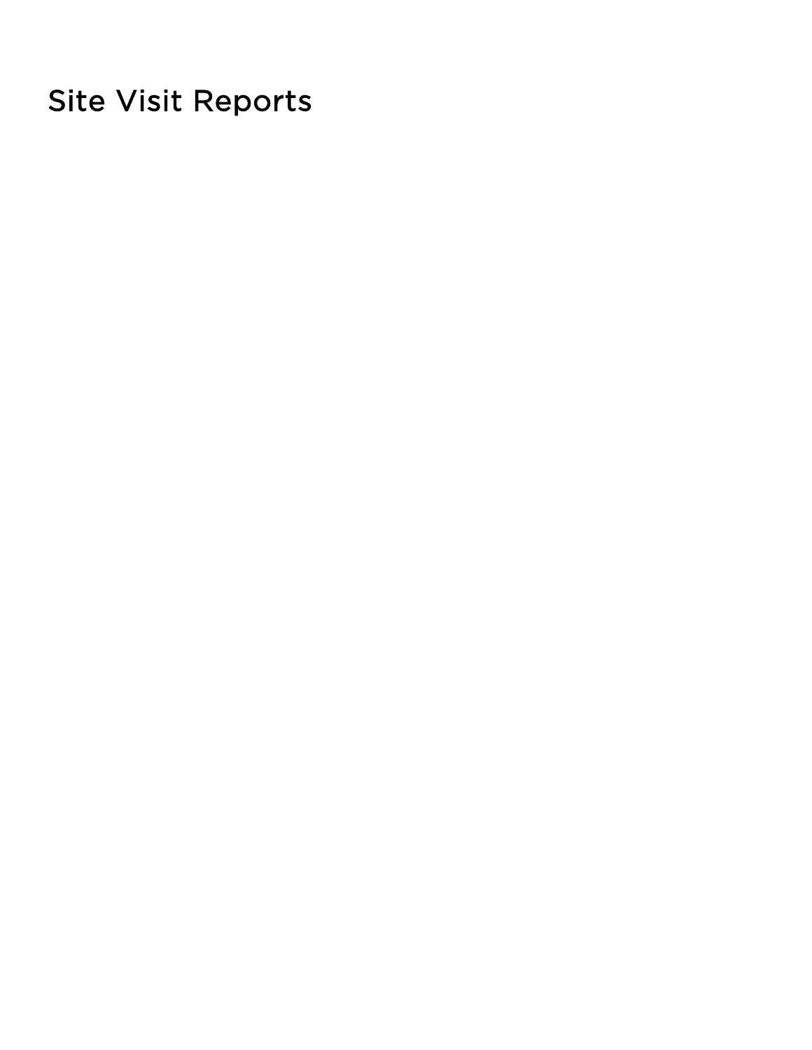# Site Visit Reports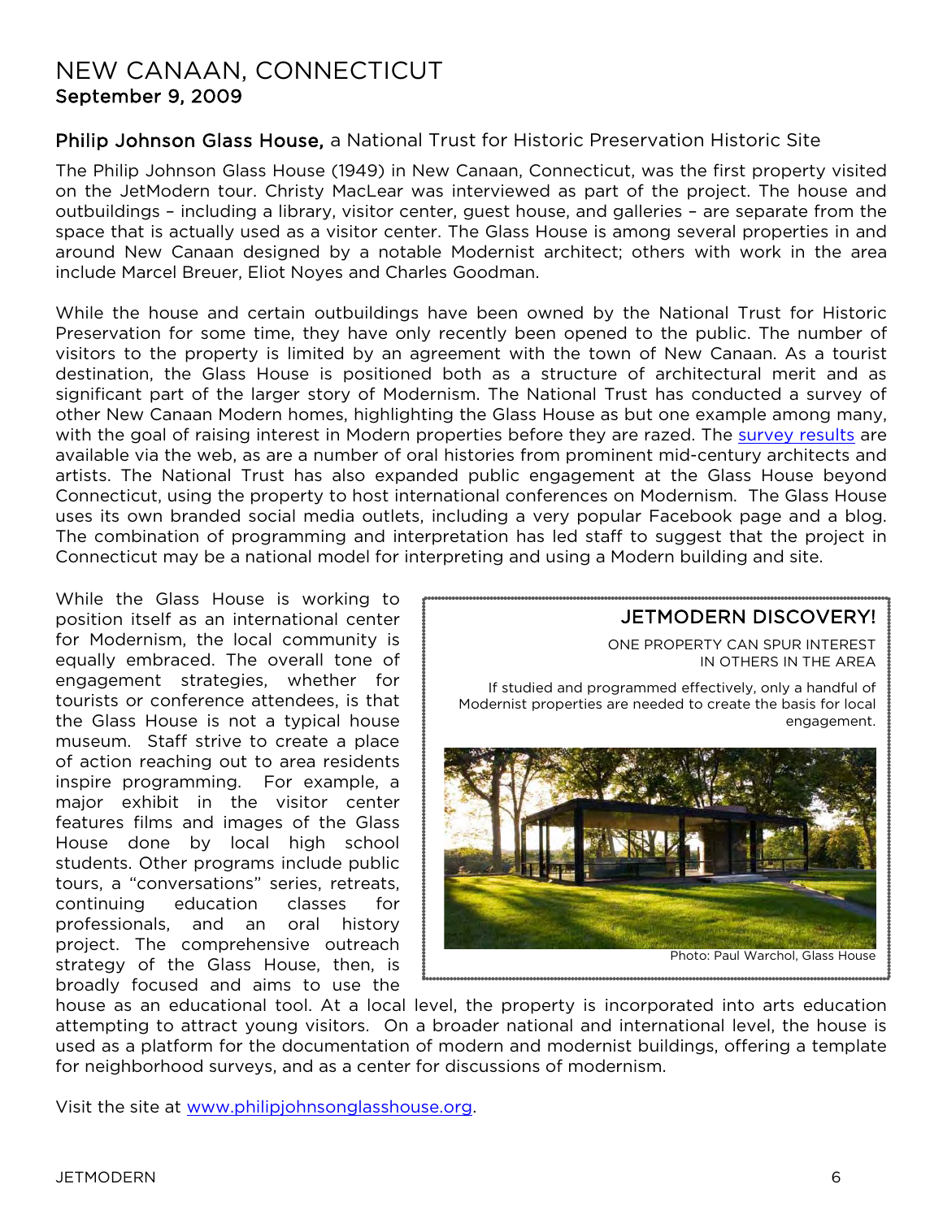# NEW CANAAN, CONNECTICUT

## September 9, 2009

### Philip Johnson Glass House, a National Trust for Historic Preservation Historic Site

The Philip Johnson Glass House (1949) in New Canaan, Connecticut, was the first property visited on the JetModern tour. Christy MacLear was interviewed as part of the project. The house and outbuildings – including a library, visitor center, guest house, and galleries – are separate from the space that is actually used as a visitor center. The Glass House is among several properties in and around New Canaan designed by a notable Modernist architect; others with work in the area include Marcel Breuer, Eliot Noyes and Charles Goodman.

While the house and certain outbuildings have been owned by the National Trust for Historic Preservation for some time, they have only recently been opened to the public. The number of visitors to the property is limited by an agreement with the town of New Canaan. As a tourist destination, the Glass House is positioned both as a structure of architectural merit and as significant part of the larger story of Modernism. The National Trust has conducted a survey of other New Canaan Modern homes, highlighting the Glass House as but one example among many, with the goal of raising interest in Modern properties before they are razed. The survey results are available via the web, as are a number of oral histories from prominent mid-century architects and artists. The National Trust has also expanded public engagement at the Glass House beyond Connecticut, using the property to host international conferences on Modernism. The Glass House uses its own branded social media outlets, including a very popular Facebook page and a blog. The combination of programming and interpretation has led staff to suggest that the project in Connecticut may be a national model for interpreting and using a Modern building and site.

While the Glass House is working to position itself as an international center for Modernism, the local community is equally embraced. The overall tone of engagement strategies, whether for tourists or conference attendees, is that the Glass House is not a typical house museum. Staff strive to create a place of action reaching out to area residents inspire programming. For example, a major exhibit in the visitor center features films and images of the Glass House done by local high school students. Other programs include public tours, a "conversations" series, retreats, continuing education classes for professionals, and an oral history project. The comprehensive outreach strategy of the Glass House, then, is broadly focused and aims to use the house as an educational tool. At a local level, the property is incorporated into arts education attempting to attract young visitors. On a broader national and international level, the house is used as a platform for the documentation of modern and modernist buildings, offering a template for neighborhood surveys, and as a center for discussions of modernism.

> **JETMODERN DISCOVERY!**
>
> ONE PROPERTY CAN SPUR INTEREST IN OTHERS IN THE AREA
>
> If studied and programmed effectively, only a handful of Modernist properties are needed to create the basis for local engagement.
>
> Photo: Paul Warchol, Glass House

Visit the site at www.philipjohnsonglasshouse.org.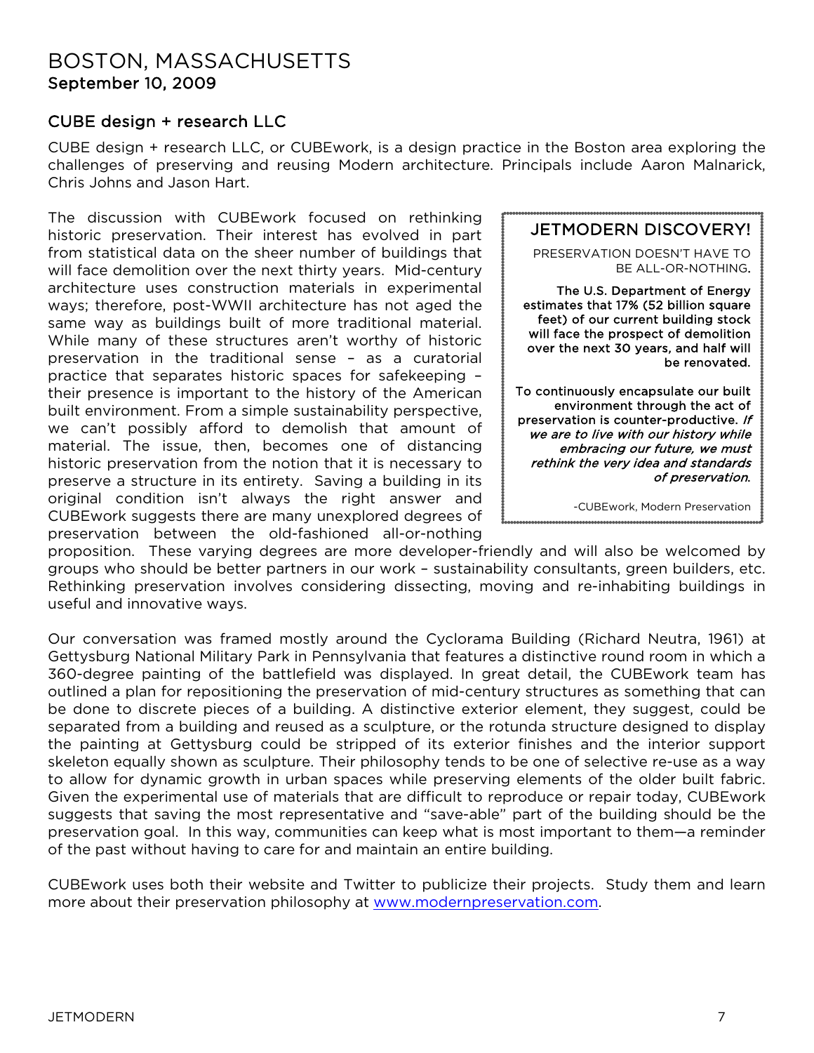# BOSTON, MASSACHUSETTS

**September 10, 2009**

## CUBE design + research LLC

CUBE design + research LLC, or CUBEwork, is a design practice in the Boston area exploring the challenges of preserving and reusing Modern architecture. Principals include Aaron Malnarick, Chris Johns and Jason Hart.

The discussion with CUBEwork focused on rethinking historic preservation. Their interest has evolved in part from statistical data on the sheer number of buildings that will face demolition over the next thirty years. Mid-century architecture uses construction materials in experimental ways; therefore, post-WWII architecture has not aged the same way as buildings built of more traditional material. While many of these structures aren't worthy of historic preservation in the traditional sense – as a curatorial practice that separates historic spaces for safekeeping – their presence is important to the history of the American built environment. From a simple sustainability perspective, we can't possibly afford to demolish that amount of material. The issue, then, becomes one of distancing historic preservation from the notion that it is necessary to preserve a structure in its entirety. Saving a building in its original condition isn't always the right answer and CUBEwork suggests there are many unexplored degrees of preservation between the old-fashioned all-or-nothing proposition. These varying degrees are more developer-friendly and will also be welcomed by groups who should be better partners in our work – sustainability consultants, green builders, etc. Rethinking preservation involves considering dissecting, moving and re-inhabiting buildings in useful and innovative ways.

> ### JETMODERN DISCOVERY!
>
> PRESERVATION DOESN'T HAVE TO BE ALL-OR-NOTHING.
>
> **The U.S. Department of Energy estimates that 17% (52 billion square feet) of our current building stock will face the prospect of demolition over the next 30 years, and half will be renovated.**
>
> **To continuously encapsulate our built environment through the act of preservation is counter-productive. *If we are to live with our history while embracing our future, we must rethink the very idea and standards of preservation.***
>
> -CUBEwork, Modern Preservation

Our conversation was framed mostly around the Cyclorama Building (Richard Neutra, 1961) at Gettysburg National Military Park in Pennsylvania that features a distinctive round room in which a 360-degree painting of the battlefield was displayed. In great detail, the CUBEwork team has outlined a plan for repositioning the preservation of mid-century structures as something that can be done to discrete pieces of a building. A distinctive exterior element, they suggest, could be separated from a building and reused as a sculpture, or the rotunda structure designed to display the painting at Gettysburg could be stripped of its exterior finishes and the interior support skeleton equally shown as sculpture. Their philosophy tends to be one of selective re-use as a way to allow for dynamic growth in urban spaces while preserving elements of the older built fabric. Given the experimental use of materials that are difficult to reproduce or repair today, CUBEwork suggests that saving the most representative and "save-able" part of the building should be the preservation goal. In this way, communities can keep what is most important to them—a reminder of the past without having to care for and maintain an entire building.

CUBEwork uses both their website and Twitter to publicize their projects. Study them and learn more about their preservation philosophy at [www.modernpreservation.com](http://www.modernpreservation.com).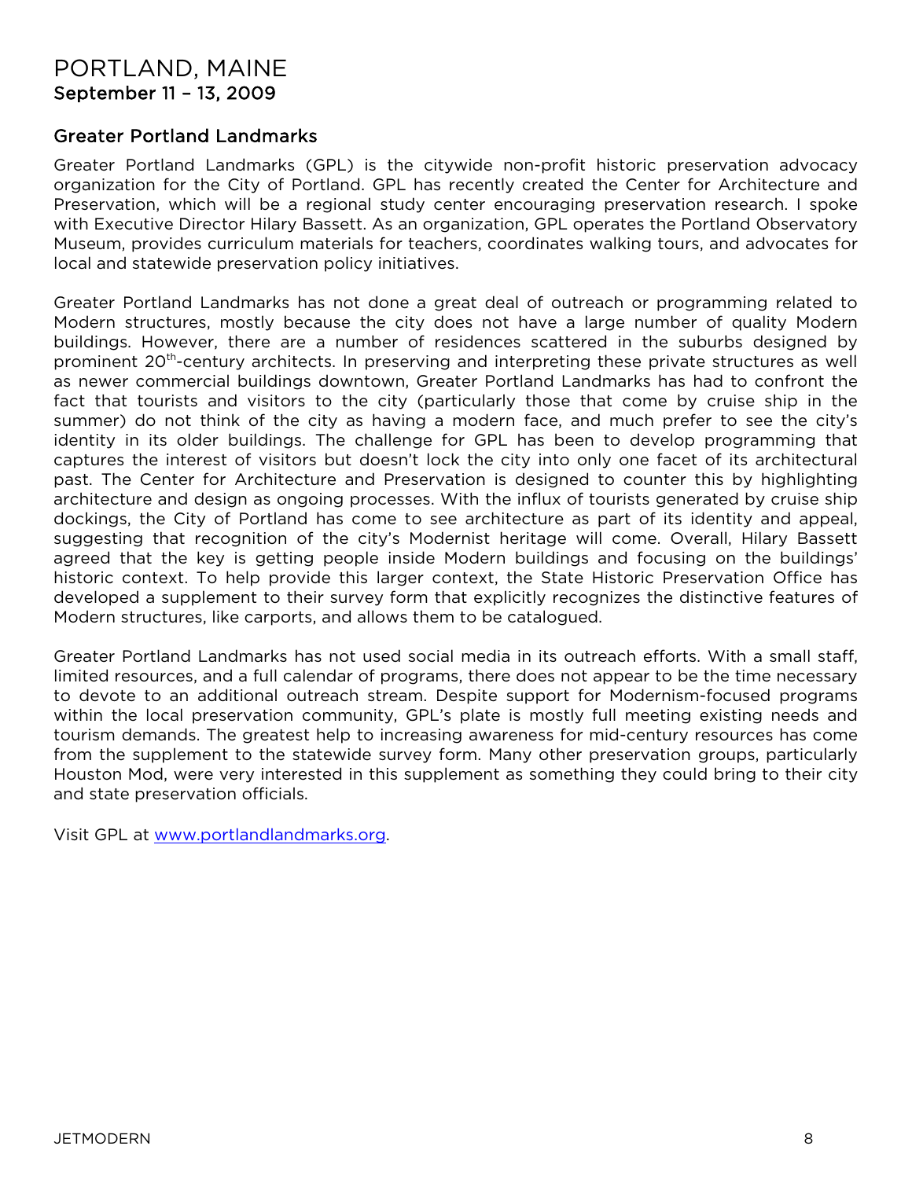# PORTLAND, MAINE

**September 11 – 13, 2009**

## Greater Portland Landmarks

Greater Portland Landmarks (GPL) is the citywide non-profit historic preservation advocacy organization for the City of Portland. GPL has recently created the Center for Architecture and Preservation, which will be a regional study center encouraging preservation research. I spoke with Executive Director Hilary Bassett. As an organization, GPL operates the Portland Observatory Museum, provides curriculum materials for teachers, coordinates walking tours, and advocates for local and statewide preservation policy initiatives.

Greater Portland Landmarks has not done a great deal of outreach or programming related to Modern structures, mostly because the city does not have a large number of quality Modern buildings. However, there are a number of residences scattered in the suburbs designed by prominent 20th-century architects. In preserving and interpreting these private structures as well as newer commercial buildings downtown, Greater Portland Landmarks has had to confront the fact that tourists and visitors to the city (particularly those that come by cruise ship in the summer) do not think of the city as having a modern face, and much prefer to see the city's identity in its older buildings. The challenge for GPL has been to develop programming that captures the interest of visitors but doesn't lock the city into only one facet of its architectural past. The Center for Architecture and Preservation is designed to counter this by highlighting architecture and design as ongoing processes. With the influx of tourists generated by cruise ship dockings, the City of Portland has come to see architecture as part of its identity and appeal, suggesting that recognition of the city's Modernist heritage will come. Overall, Hilary Bassett agreed that the key is getting people inside Modern buildings and focusing on the buildings' historic context. To help provide this larger context, the State Historic Preservation Office has developed a supplement to their survey form that explicitly recognizes the distinctive features of Modern structures, like carports, and allows them to be catalogued.

Greater Portland Landmarks has not used social media in its outreach efforts. With a small staff, limited resources, and a full calendar of programs, there does not appear to be the time necessary to devote to an additional outreach stream. Despite support for Modernism-focused programs within the local preservation community, GPL's plate is mostly full meeting existing needs and tourism demands. The greatest help to increasing awareness for mid-century resources has come from the supplement to the statewide survey form. Many other preservation groups, particularly Houston Mod, were very interested in this supplement as something they could bring to their city and state preservation officials.

Visit GPL at [www.portlandlandmarks.org](http://www.portlandlandmarks.org).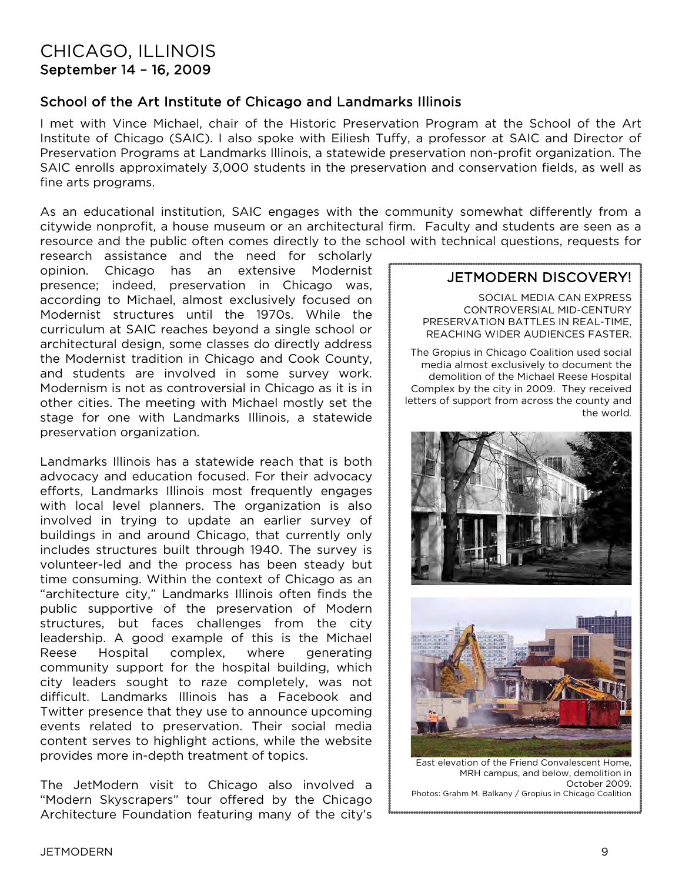# CHICAGO, ILLINOIS
### September 14 – 16, 2009

### School of the Art Institute of Chicago and Landmarks Illinois

I met with Vince Michael, chair of the Historic Preservation Program at the School of the Art Institute of Chicago (SAIC). I also spoke with Eiliesh Tuffy, a professor at SAIC and Director of Preservation Programs at Landmarks Illinois, a statewide preservation non-profit organization. The SAIC enrolls approximately 3,000 students in the preservation and conservation fields, as well as fine arts programs.

As an educational institution, SAIC engages with the community somewhat differently from a citywide nonprofit, a house museum or an architectural firm. Faculty and students are seen as a resource and the public often comes directly to the school with technical questions, requests for research assistance and the need for scholarly opinion. Chicago has an extensive Modernist presence; indeed, preservation in Chicago was, according to Michael, almost exclusively focused on Modernist structures until the 1970s. While the curriculum at SAIC reaches beyond a single school or architectural design, some classes do directly address the Modernist tradition in Chicago and Cook County, and students are involved in some survey work. Modernism is not as controversial in Chicago as it is in other cities. The meeting with Michael mostly set the stage for one with Landmarks Illinois, a statewide preservation organization.

Landmarks Illinois has a statewide reach that is both advocacy and education focused. For their advocacy efforts, Landmarks Illinois most frequently engages with local level planners. The organization is also involved in trying to update an earlier survey of buildings in and around Chicago, that currently only includes structures built through 1940. The survey is volunteer-led and the process has been steady but time consuming. Within the context of Chicago as an "architecture city," Landmarks Illinois often finds the public supportive of the preservation of Modern structures, but faces challenges from the city leadership. A good example of this is the Michael Reese Hospital complex, where generating community support for the hospital building, which city leaders sought to raze completely, was not difficult. Landmarks Illinois has a Facebook and Twitter presence that they use to announce upcoming events related to preservation. Their social media content serves to highlight actions, while the website provides more in-depth treatment of topics.

The JetModern visit to Chicago also involved a "Modern Skyscrapers" tour offered by the Chicago Architecture Foundation featuring many of the city's

> **JETMODERN DISCOVERY!**
>
> SOCIAL MEDIA CAN EXPRESS CONTROVERSIAL MID-CENTURY PRESERVATION BATTLES IN REAL-TIME, REACHING WIDER AUDIENCES FASTER.
>
> The Gropius in Chicago Coalition used social media almost exclusively to document the demolition of the Michael Reese Hospital Complex by the city in 2009. They received letters of support from across the county and the world.
>
> East elevation of the Friend Convalescent Home, MRH campus, and below, demolition in October 2009.
> Photos: Grahm M. Balkany / Gropius in Chicago Coalition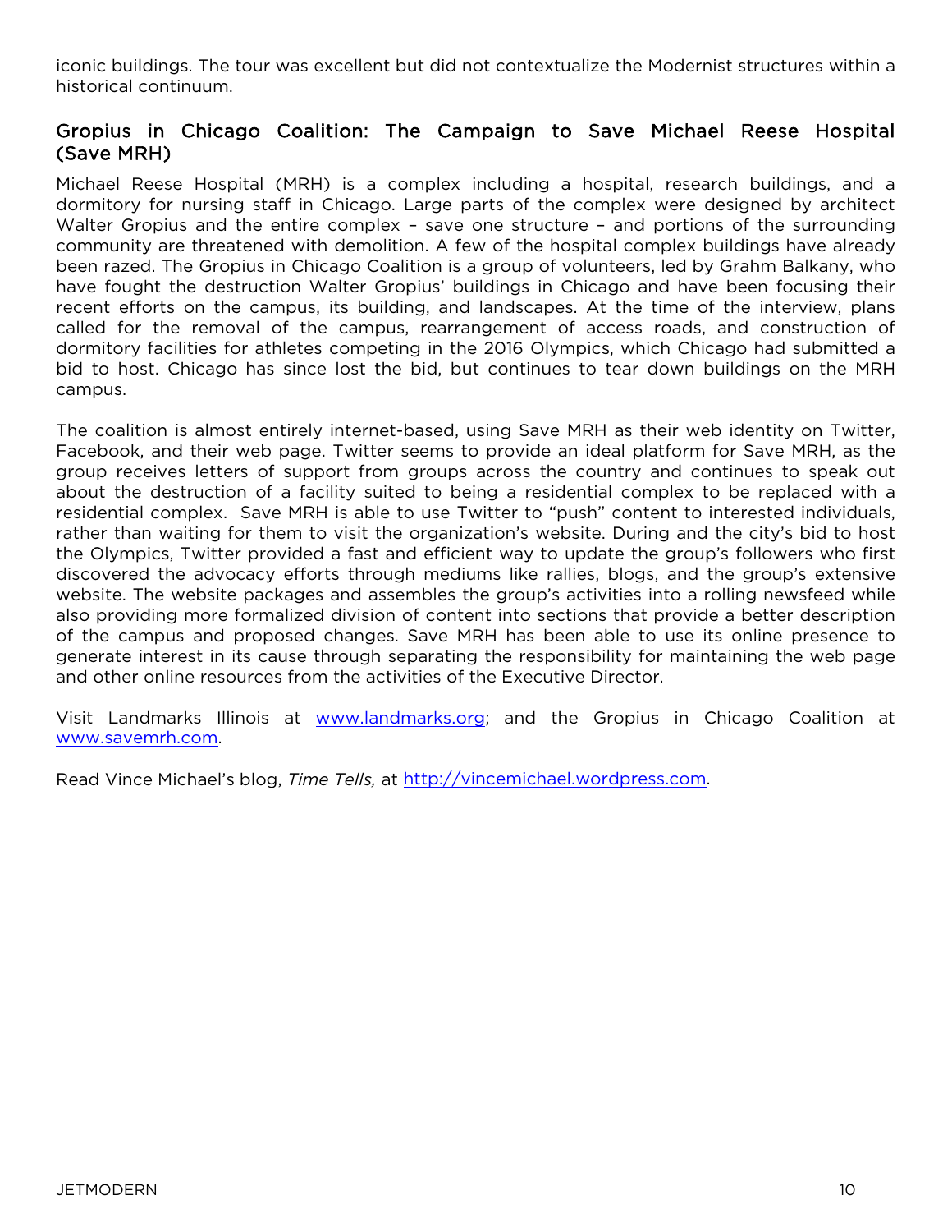iconic buildings. The tour was excellent but did not contextualize the Modernist structures within a historical continuum.

## Gropius in Chicago Coalition: The Campaign to Save Michael Reese Hospital (Save MRH)

Michael Reese Hospital (MRH) is a complex including a hospital, research buildings, and a dormitory for nursing staff in Chicago. Large parts of the complex were designed by architect Walter Gropius and the entire complex – save one structure – and portions of the surrounding community are threatened with demolition. A few of the hospital complex buildings have already been razed. The Gropius in Chicago Coalition is a group of volunteers, led by Grahm Balkany, who have fought the destruction Walter Gropius' buildings in Chicago and have been focusing their recent efforts on the campus, its building, and landscapes. At the time of the interview, plans called for the removal of the campus, rearrangement of access roads, and construction of dormitory facilities for athletes competing in the 2016 Olympics, which Chicago had submitted a bid to host. Chicago has since lost the bid, but continues to tear down buildings on the MRH campus.

The coalition is almost entirely internet-based, using Save MRH as their web identity on Twitter, Facebook, and their web page. Twitter seems to provide an ideal platform for Save MRH, as the group receives letters of support from groups across the country and continues to speak out about the destruction of a facility suited to being a residential complex to be replaced with a residential complex. Save MRH is able to use Twitter to "push" content to interested individuals, rather than waiting for them to visit the organization's website. During and the city's bid to host the Olympics, Twitter provided a fast and efficient way to update the group's followers who first discovered the advocacy efforts through mediums like rallies, blogs, and the group's extensive website. The website packages and assembles the group's activities into a rolling newsfeed while also providing more formalized division of content into sections that provide a better description of the campus and proposed changes. Save MRH has been able to use its online presence to generate interest in its cause through separating the responsibility for maintaining the web page and other online resources from the activities of the Executive Director.

Visit Landmarks Illinois at [www.landmarks.org](www.landmarks.org); and the Gropius in Chicago Coalition at [www.savemrh.com](www.savemrh.com).

Read Vince Michael's blog, *Time Tells,* at [http://vincemichael.wordpress.com](http://vincemichael.wordpress.com).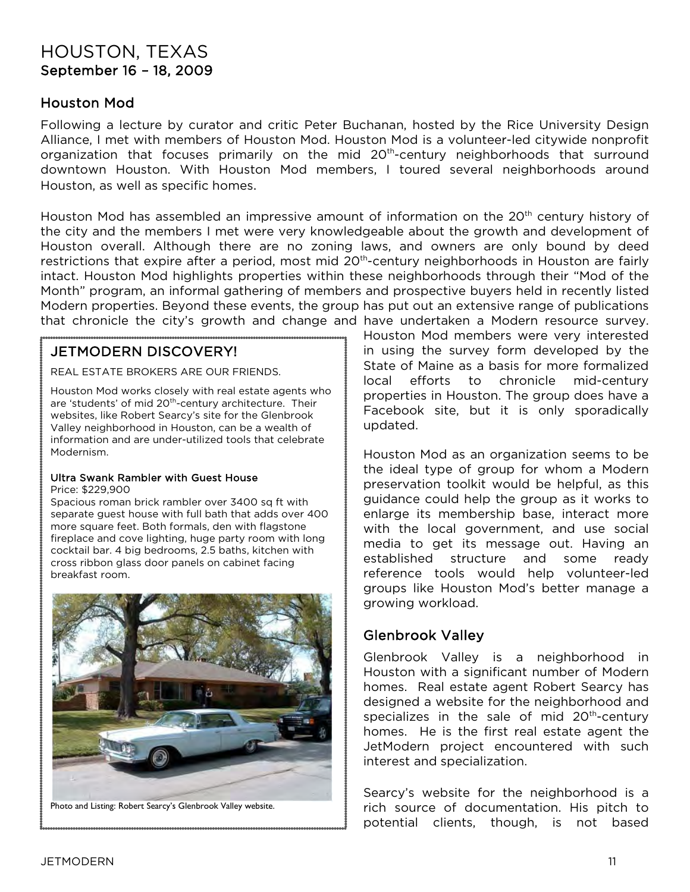# HOUSTON, TEXAS

### September 16 – 18, 2009

## Houston Mod

Following a lecture by curator and critic Peter Buchanan, hosted by the Rice University Design Alliance, I met with members of Houston Mod. Houston Mod is a volunteer-led citywide nonprofit organization that focuses primarily on the mid 20th-century neighborhoods that surround downtown Houston. With Houston Mod members, I toured several neighborhoods around Houston, as well as specific homes.

Houston Mod has assembled an impressive amount of information on the 20th century history of the city and the members I met were very knowledgeable about the growth and development of Houston overall. Although there are no zoning laws, and owners are only bound by deed restrictions that expire after a period, most mid 20th-century neighborhoods in Houston are fairly intact. Houston Mod highlights properties within these neighborhoods through their "Mod of the Month" program, an informal gathering of members and prospective buyers held in recently listed Modern properties. Beyond these events, the group has put out an extensive range of publications that chronicle the city's growth and change and have undertaken a Modern resource survey. Houston Mod members were very interested in using the survey form developed by the State of Maine as a basis for more formalized local efforts to chronicle mid-century properties in Houston. The group does have a Facebook site, but it is only sporadically updated.

Houston Mod as an organization seems to be the ideal type of group for whom a Modern preservation toolkit would be helpful, as this guidance could help the group as it works to enlarge its membership base, interact more with the local government, and use social media to get its message out. Having an established structure and some ready reference tools would help volunteer-led groups like Houston Mod's better manage a growing workload.

### JETMODERN DISCOVERY!

REAL ESTATE BROKERS ARE OUR FRIENDS.

Houston Mod works closely with real estate agents who are 'students' of mid 20th-century architecture. Their websites, like Robert Searcy's site for the Glenbrook Valley neighborhood in Houston, can be a wealth of information and are under-utilized tools that celebrate Modernism.

**Ultra Swank Rambler with Guest House**
Price: $229,900
Spacious roman brick rambler over 3400 sq ft with separate guest house with full bath that adds over 400 more square feet. Both formals, den with flagstone fireplace and cove lighting, huge party room with long cocktail bar. 4 big bedrooms, 2.5 baths, kitchen with cross ribbon glass door panels on cabinet facing breakfast room.

Photo and Listing: Robert Searcy's Glenbrook Valley website.

## Glenbrook Valley

Glenbrook Valley is a neighborhood in Houston with a significant number of Modern homes. Real estate agent Robert Searcy has designed a website for the neighborhood and specializes in the sale of mid 20th-century homes. He is the first real estate agent the JetModern project encountered with such interest and specialization.

Searcy's website for the neighborhood is a rich source of documentation. His pitch to potential clients, though, is not based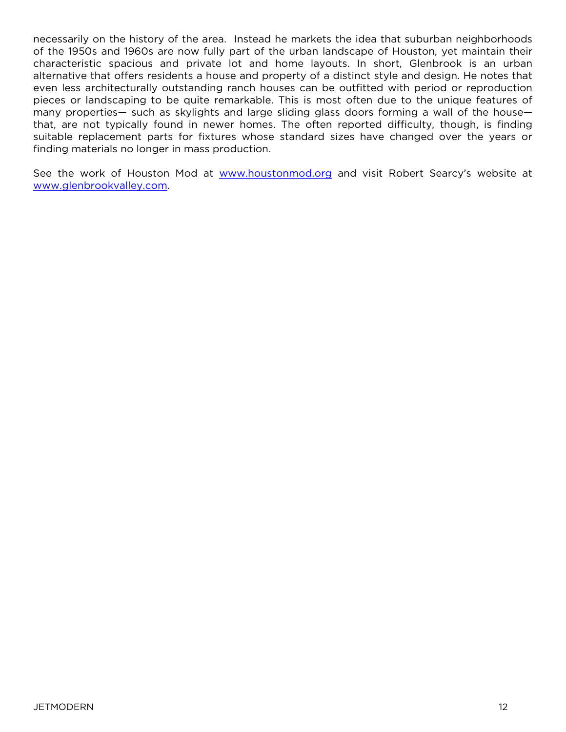necessarily on the history of the area.  Instead he markets the idea that suburban neighborhoods of the 1950s and 1960s are now fully part of the urban landscape of Houston, yet maintain their characteristic spacious and private lot and home layouts. In short, Glenbrook is an urban alternative that offers residents a house and property of a distinct style and design. He notes that even less architecturally outstanding ranch houses can be outfitted with period or reproduction pieces or landscaping to be quite remarkable. This is most often due to the unique features of many properties— such as skylights and large sliding glass doors forming a wall of the house—that, are not typically found in newer homes. The often reported difficulty, though, is finding suitable replacement parts for fixtures whose standard sizes have changed over the years or finding materials no longer in mass production.

See the work of Houston Mod at [www.houstonmod.org](http://www.houstonmod.org) and visit Robert Searcy's website at [www.glenbrookvalley.com](http://www.glenbrookvalley.com).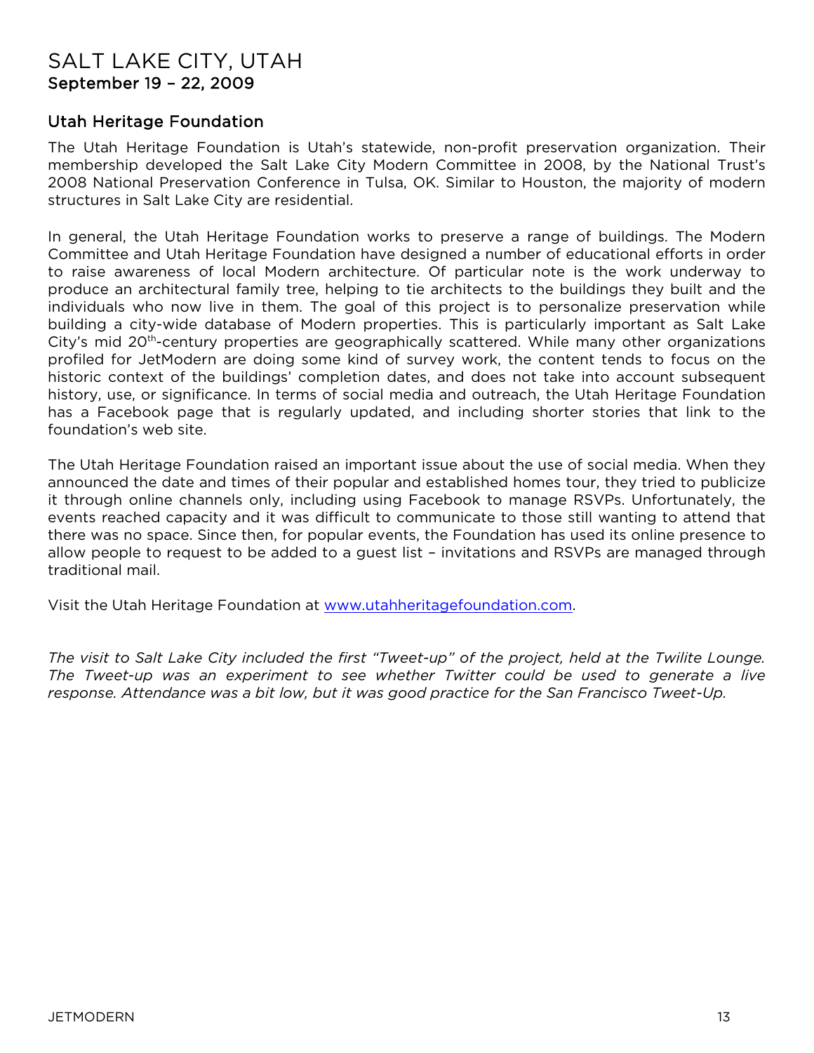# SALT LAKE CITY, UTAH

**September 19 – 22, 2009**

## Utah Heritage Foundation

The Utah Heritage Foundation is Utah's statewide, non-profit preservation organization. Their membership developed the Salt Lake City Modern Committee in 2008, by the National Trust's 2008 National Preservation Conference in Tulsa, OK. Similar to Houston, the majority of modern structures in Salt Lake City are residential.

In general, the Utah Heritage Foundation works to preserve a range of buildings. The Modern Committee and Utah Heritage Foundation have designed a number of educational efforts in order to raise awareness of local Modern architecture. Of particular note is the work underway to produce an architectural family tree, helping to tie architects to the buildings they built and the individuals who now live in them. The goal of this project is to personalize preservation while building a city-wide database of Modern properties. This is particularly important as Salt Lake City's mid 20th-century properties are geographically scattered. While many other organizations profiled for JetModern are doing some kind of survey work, the content tends to focus on the historic context of the buildings' completion dates, and does not take into account subsequent history, use, or significance. In terms of social media and outreach, the Utah Heritage Foundation has a Facebook page that is regularly updated, and including shorter stories that link to the foundation's web site.

The Utah Heritage Foundation raised an important issue about the use of social media. When they announced the date and times of their popular and established homes tour, they tried to publicize it through online channels only, including using Facebook to manage RSVPs. Unfortunately, the events reached capacity and it was difficult to communicate to those still wanting to attend that there was no space. Since then, for popular events, the Foundation has used its online presence to allow people to request to be added to a guest list – invitations and RSVPs are managed through traditional mail.

Visit the Utah Heritage Foundation at [www.utahheritagefoundation.com](http://www.utahheritagefoundation.com).

*The visit to Salt Lake City included the first "Tweet-up" of the project, held at the Twilite Lounge. The Tweet-up was an experiment to see whether Twitter could be used to generate a live response. Attendance was a bit low, but it was good practice for the San Francisco Tweet-Up.*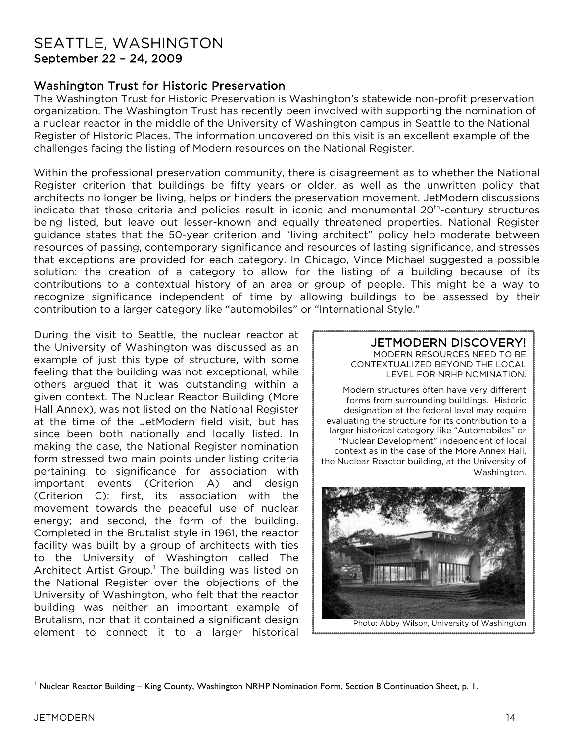# SEATTLE, WASHINGTON

**September 22 – 24, 2009**

## Washington Trust for Historic Preservation

The Washington Trust for Historic Preservation is Washington's statewide non-profit preservation organization. The Washington Trust has recently been involved with supporting the nomination of a nuclear reactor in the middle of the University of Washington campus in Seattle to the National Register of Historic Places. The information uncovered on this visit is an excellent example of the challenges facing the listing of Modern resources on the National Register.

Within the professional preservation community, there is disagreement as to whether the National Register criterion that buildings be fifty years or older, as well as the unwritten policy that architects no longer be living, helps or hinders the preservation movement. JetModern discussions indicate that these criteria and policies result in iconic and monumental 20th-century structures being listed, but leave out lesser-known and equally threatened properties. National Register guidance states that the 50-year criterion and "living architect" policy help moderate between resources of passing, contemporary significance and resources of lasting significance, and stresses that exceptions are provided for each category. In Chicago, Vince Michael suggested a possible solution: the creation of a category to allow for the listing of a building because of its contributions to a contextual history of an area or group of people. This might be a way to recognize significance independent of time by allowing buildings to be assessed by their contribution to a larger category like "automobiles" or "International Style."

During the visit to Seattle, the nuclear reactor at the University of Washington was discussed as an example of just this type of structure, with some feeling that the building was not exceptional, while others argued that it was outstanding within a given context. The Nuclear Reactor Building (More Hall Annex), was not listed on the National Register at the time of the JetModern field visit, but has since been both nationally and locally listed. In making the case, the National Register nomination form stressed two main points under listing criteria pertaining to significance for association with important events (Criterion A) and design (Criterion C): first, its association with the movement towards the peaceful use of nuclear energy; and second, the form of the building. Completed in the Brutalist style in 1961, the reactor facility was built by a group of architects with ties to the University of Washington called The Architect Artist Group.[1] The building was listed on the National Register over the objections of the University of Washington, who felt that the reactor building was neither an important example of Brutalism, nor that it contained a significant design element to connect it to a larger historical

> **JETMODERN DISCOVERY!**
>
> MODERN RESOURCES NEED TO BE CONTEXTUALIZED BEYOND THE LOCAL LEVEL FOR NRHP NOMINATION.
>
> Modern structures often have very different forms from surrounding buildings. Historic designation at the federal level may require evaluating the structure for its contribution to a larger historical category like "Automobiles" or "Nuclear Development" independent of local context as in the case of the More Annex Hall, the Nuclear Reactor building, at the University of Washington.
>
> Photo: Abby Wilson, University of Washington

[1] Nuclear Reactor Building – King County, Washington NRHP Nomination Form, Section 8 Continuation Sheet, p. 1.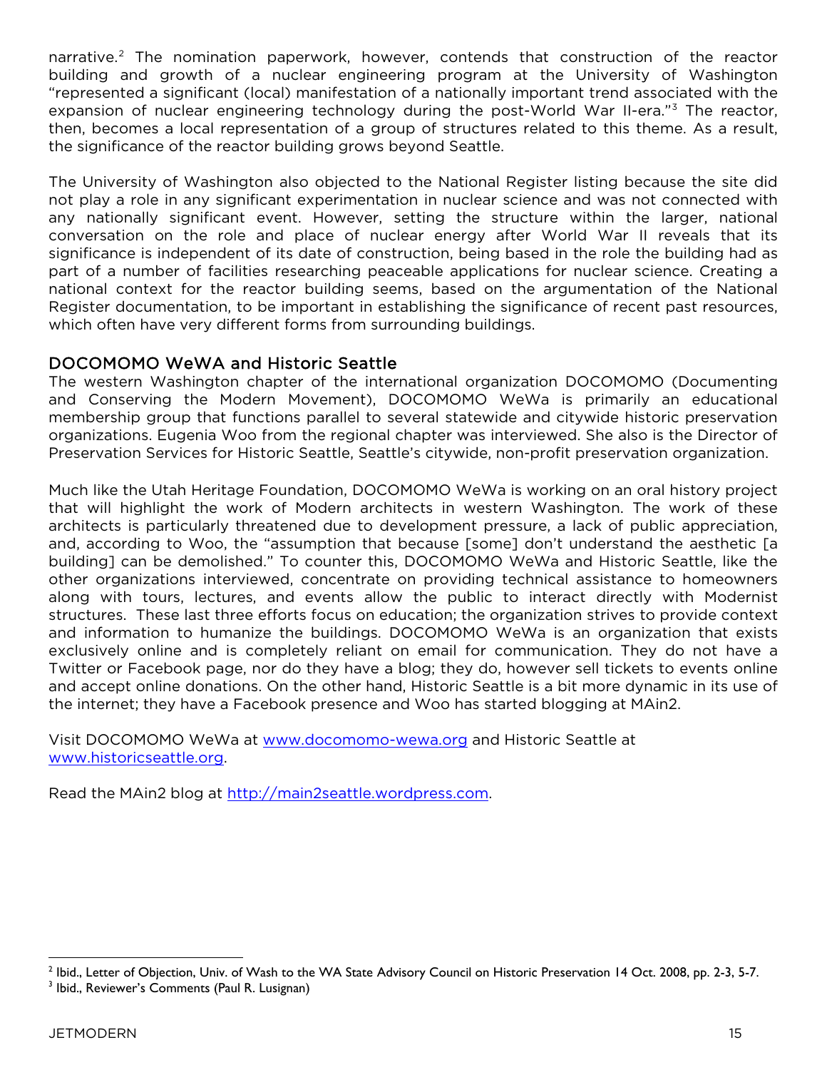narrative.[2] The nomination paperwork, however, contends that construction of the reactor building and growth of a nuclear engineering program at the University of Washington "represented a significant (local) manifestation of a nationally important trend associated with the expansion of nuclear engineering technology during the post-World War II-era."[3] The reactor, then, becomes a local representation of a group of structures related to this theme. As a result, the significance of the reactor building grows beyond Seattle.

The University of Washington also objected to the National Register listing because the site did not play a role in any significant experimentation in nuclear science and was not connected with any nationally significant event. However, setting the structure within the larger, national conversation on the role and place of nuclear energy after World War II reveals that its significance is independent of its date of construction, being based in the role the building had as part of a number of facilities researching peaceable applications for nuclear science. Creating a national context for the reactor building seems, based on the argumentation of the National Register documentation, to be important in establishing the significance of recent past resources, which often have very different forms from surrounding buildings.

## DOCOMOMO WeWA and Historic Seattle

The western Washington chapter of the international organization DOCOMOMO (Documenting and Conserving the Modern Movement), DOCOMOMO WeWa is primarily an educational membership group that functions parallel to several statewide and citywide historic preservation organizations. Eugenia Woo from the regional chapter was interviewed. She also is the Director of Preservation Services for Historic Seattle, Seattle's citywide, non-profit preservation organization.

Much like the Utah Heritage Foundation, DOCOMOMO WeWa is working on an oral history project that will highlight the work of Modern architects in western Washington. The work of these architects is particularly threatened due to development pressure, a lack of public appreciation, and, according to Woo, the "assumption that because [some] don't understand the aesthetic [a building] can be demolished." To counter this, DOCOMOMO WeWa and Historic Seattle, like the other organizations interviewed, concentrate on providing technical assistance to homeowners along with tours, lectures, and events allow the public to interact directly with Modernist structures. These last three efforts focus on education; the organization strives to provide context and information to humanize the buildings. DOCOMOMO WeWa is an organization that exists exclusively online and is completely reliant on email for communication. They do not have a Twitter or Facebook page, nor do they have a blog; they do, however sell tickets to events online and accept online donations. On the other hand, Historic Seattle is a bit more dynamic in its use of the internet; they have a Facebook presence and Woo has started blogging at MAin2.

Visit DOCOMOMO WeWa at www.docomomo-wewa.org and Historic Seattle at www.historicseattle.org.

Read the MAin2 blog at http://main2seattle.wordpress.com.

---

[2] Ibid., Letter of Objection, Univ. of Wash to the WA State Advisory Council on Historic Preservation 14 Oct. 2008, pp. 2-3, 5-7.

[3] Ibid., Reviewer's Comments (Paul R. Lusignan)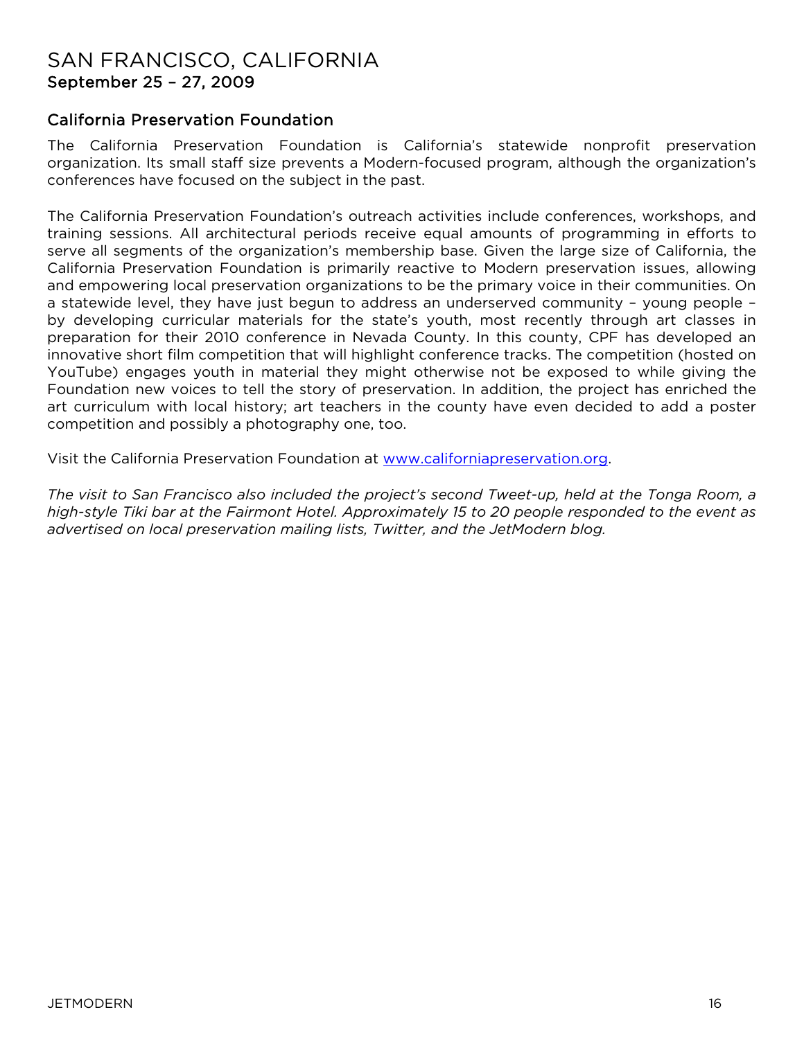# SAN FRANCISCO, CALIFORNIA
## September 25 – 27, 2009

### California Preservation Foundation

The California Preservation Foundation is California's statewide nonprofit preservation organization. Its small staff size prevents a Modern-focused program, although the organization's conferences have focused on the subject in the past.

The California Preservation Foundation's outreach activities include conferences, workshops, and training sessions. All architectural periods receive equal amounts of programming in efforts to serve all segments of the organization's membership base. Given the large size of California, the California Preservation Foundation is primarily reactive to Modern preservation issues, allowing and empowering local preservation organizations to be the primary voice in their communities. On a statewide level, they have just begun to address an underserved community – young people – by developing curricular materials for the state's youth, most recently through art classes in preparation for their 2010 conference in Nevada County. In this county, CPF has developed an innovative short film competition that will highlight conference tracks. The competition (hosted on YouTube) engages youth in material they might otherwise not be exposed to while giving the Foundation new voices to tell the story of preservation. In addition, the project has enriched the art curriculum with local history; art teachers in the county have even decided to add a poster competition and possibly a photography one, too.

Visit the California Preservation Foundation at [www.californiapreservation.org](http://www.californiapreservation.org).

*The visit to San Francisco also included the project's second Tweet-up, held at the Tonga Room, a high-style Tiki bar at the Fairmont Hotel. Approximately 15 to 20 people responded to the event as advertised on local preservation mailing lists, Twitter, and the JetModern blog.*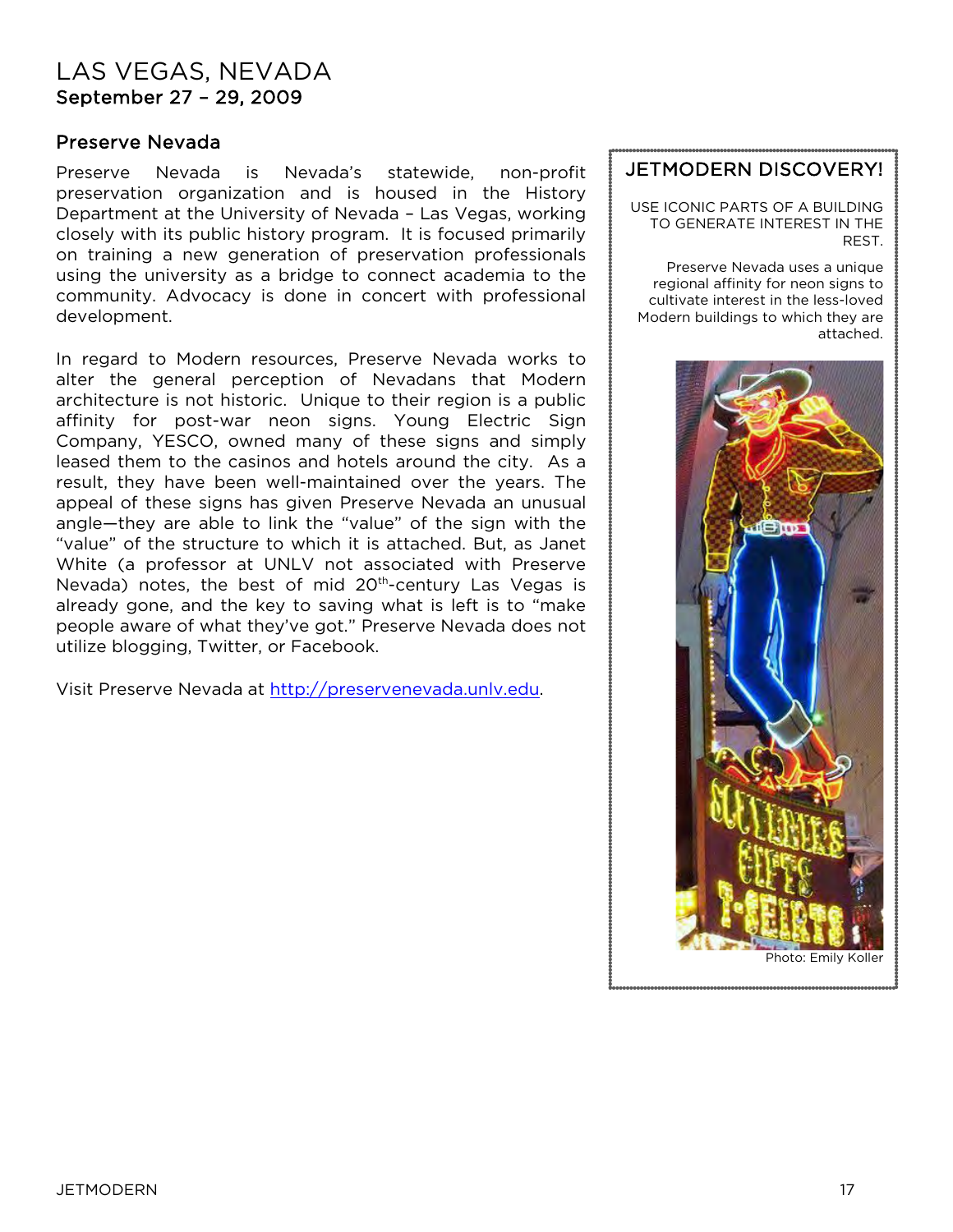# LAS VEGAS, NEVADA

**September 27 – 29, 2009**

## Preserve Nevada

Preserve Nevada is Nevada's statewide, non-profit preservation organization and is housed in the History Department at the University of Nevada – Las Vegas, working closely with its public history program. It is focused primarily on training a new generation of preservation professionals using the university as a bridge to connect academia to the community. Advocacy is done in concert with professional development.

In regard to Modern resources, Preserve Nevada works to alter the general perception of Nevadans that Modern architecture is not historic. Unique to their region is a public affinity for post-war neon signs. Young Electric Sign Company, YESCO, owned many of these signs and simply leased them to the casinos and hotels around the city. As a result, they have been well-maintained over the years. The appeal of these signs has given Preserve Nevada an unusual angle—they are able to link the "value" of the sign with the "value" of the structure to which it is attached. But, as Janet White (a professor at UNLV not associated with Preserve Nevada) notes, the best of mid 20th-century Las Vegas is already gone, and the key to saving what is left is to "make people aware of what they've got." Preserve Nevada does not utilize blogging, Twitter, or Facebook.

Visit Preserve Nevada at http://preservenevada.unlv.edu.

### JETMODERN DISCOVERY!

USE ICONIC PARTS OF A BUILDING TO GENERATE INTEREST IN THE REST.

Preserve Nevada uses a unique regional affinity for neon signs to cultivate interest in the less-loved Modern buildings to which they are attached.

Photo: Emily Koller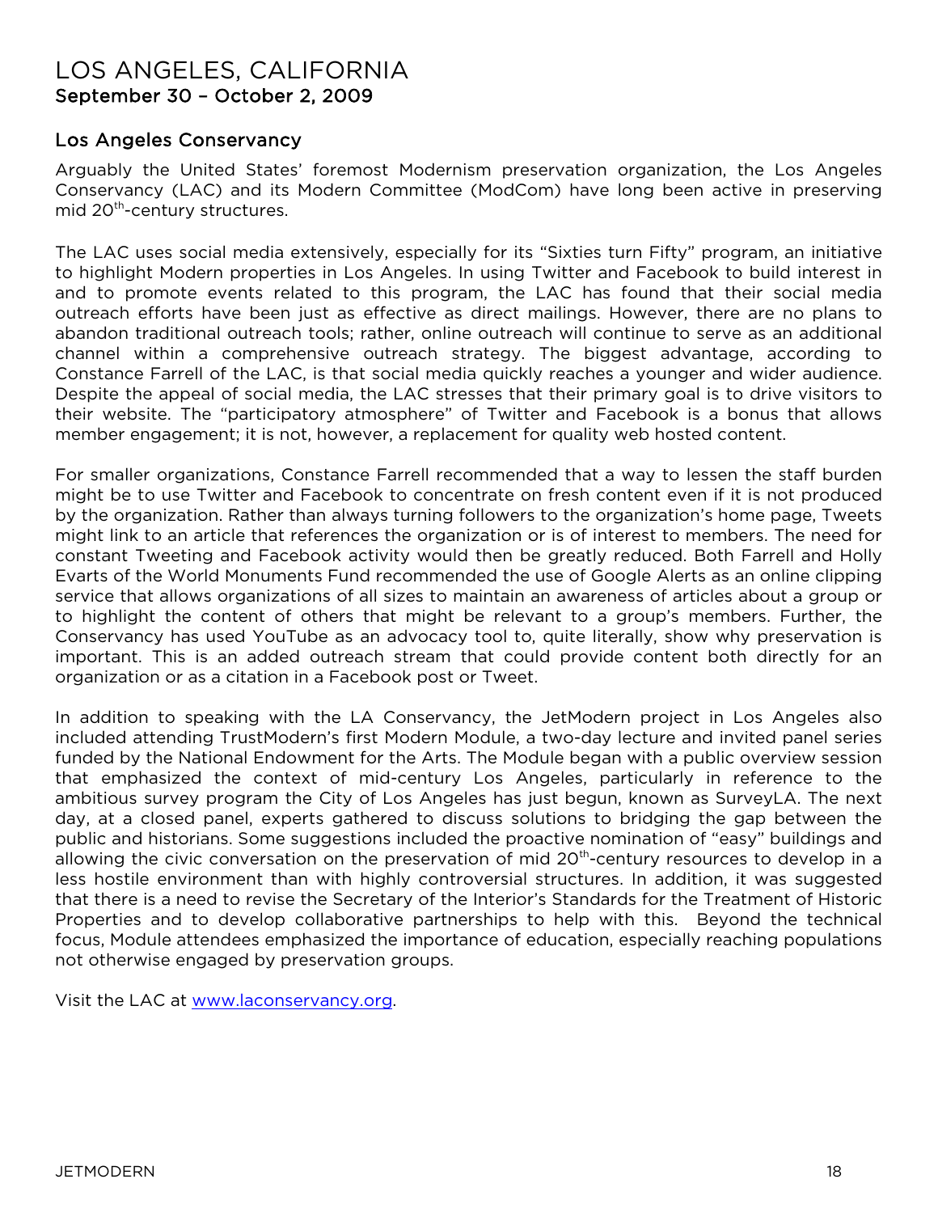# LOS ANGELES, CALIFORNIA

## September 30 – October 2, 2009

### Los Angeles Conservancy

Arguably the United States' foremost Modernism preservation organization, the Los Angeles Conservancy (LAC) and its Modern Committee (ModCom) have long been active in preserving mid 20th-century structures.

The LAC uses social media extensively, especially for its "Sixties turn Fifty" program, an initiative to highlight Modern properties in Los Angeles. In using Twitter and Facebook to build interest in and to promote events related to this program, the LAC has found that their social media outreach efforts have been just as effective as direct mailings. However, there are no plans to abandon traditional outreach tools; rather, online outreach will continue to serve as an additional channel within a comprehensive outreach strategy. The biggest advantage, according to Constance Farrell of the LAC, is that social media quickly reaches a younger and wider audience. Despite the appeal of social media, the LAC stresses that their primary goal is to drive visitors to their website. The "participatory atmosphere" of Twitter and Facebook is a bonus that allows member engagement; it is not, however, a replacement for quality web hosted content.

For smaller organizations, Constance Farrell recommended that a way to lessen the staff burden might be to use Twitter and Facebook to concentrate on fresh content even if it is not produced by the organization. Rather than always turning followers to the organization's home page, Tweets might link to an article that references the organization or is of interest to members. The need for constant Tweeting and Facebook activity would then be greatly reduced. Both Farrell and Holly Evarts of the World Monuments Fund recommended the use of Google Alerts as an online clipping service that allows organizations of all sizes to maintain an awareness of articles about a group or to highlight the content of others that might be relevant to a group's members. Further, the Conservancy has used YouTube as an advocacy tool to, quite literally, show why preservation is important. This is an added outreach stream that could provide content both directly for an organization or as a citation in a Facebook post or Tweet.

In addition to speaking with the LA Conservancy, the JetModern project in Los Angeles also included attending TrustModern's first Modern Module, a two-day lecture and invited panel series funded by the National Endowment for the Arts. The Module began with a public overview session that emphasized the context of mid-century Los Angeles, particularly in reference to the ambitious survey program the City of Los Angeles has just begun, known as SurveyLA. The next day, at a closed panel, experts gathered to discuss solutions to bridging the gap between the public and historians. Some suggestions included the proactive nomination of "easy" buildings and allowing the civic conversation on the preservation of mid 20th-century resources to develop in a less hostile environment than with highly controversial structures. In addition, it was suggested that there is a need to revise the Secretary of the Interior's Standards for the Treatment of Historic Properties and to develop collaborative partnerships to help with this. Beyond the technical focus, Module attendees emphasized the importance of education, especially reaching populations not otherwise engaged by preservation groups.

Visit the LAC at [www.laconservancy.org](http://www.laconservancy.org).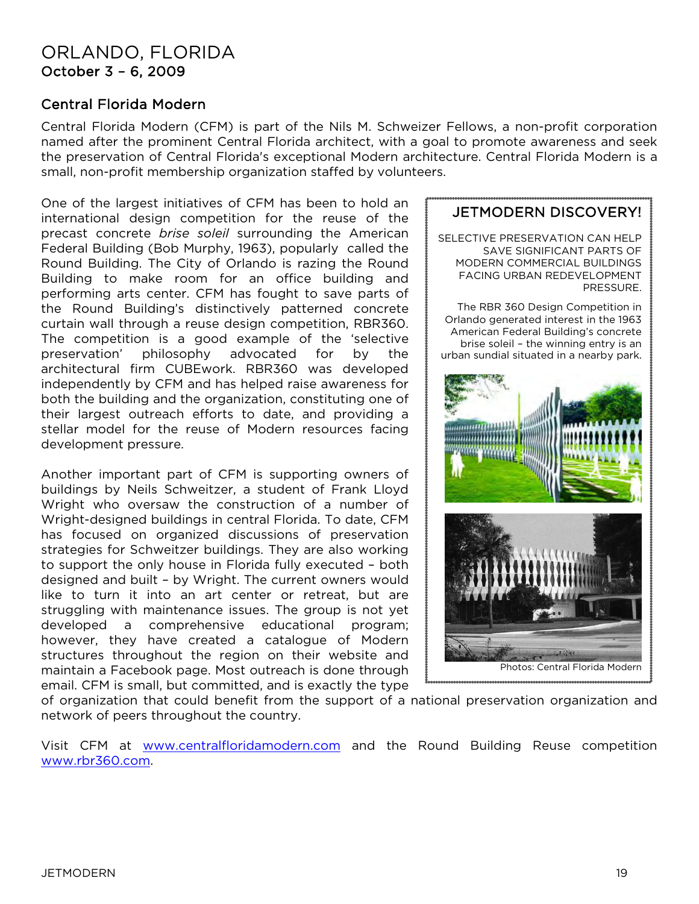# ORLANDO, FLORIDA

**October 3 – 6, 2009**

## Central Florida Modern

Central Florida Modern (CFM) is part of the Nils M. Schweizer Fellows, a non-profit corporation named after the prominent Central Florida architect, with a goal to promote awareness and seek the preservation of Central Florida's exceptional Modern architecture. Central Florida Modern is a small, non-profit membership organization staffed by volunteers.

One of the largest initiatives of CFM has been to hold an international design competition for the reuse of the precast concrete *brise soleil* surrounding the American Federal Building (Bob Murphy, 1963), popularly called the Round Building. The City of Orlando is razing the Round Building to make room for an office building and performing arts center. CFM has fought to save parts of the Round Building's distinctively patterned concrete curtain wall through a reuse design competition, RBR360. The competition is a good example of the 'selective preservation' philosophy advocated for by the architectural firm CUBEwork. RBR360 was developed independently by CFM and has helped raise awareness for both the building and the organization, constituting one of their largest outreach efforts to date, and providing a stellar model for the reuse of Modern resources facing development pressure.

Another important part of CFM is supporting owners of buildings by Neils Schweitzer, a student of Frank Lloyd Wright who oversaw the construction of a number of Wright-designed buildings in central Florida. To date, CFM has focused on organized discussions of preservation strategies for Schweitzer buildings. They are also working to support the only house in Florida fully executed – both designed and built – by Wright. The current owners would like to turn it into an art center or retreat, but are struggling with maintenance issues. The group is not yet developed a comprehensive educational program; however, they have created a catalogue of Modern structures throughout the region on their website and maintain a Facebook page. Most outreach is done through email. CFM is small, but committed, and is exactly the type of organization that could benefit from the support of a national preservation organization and network of peers throughout the country.

Visit CFM at www.centralfloridamodern.com and the Round Building Reuse competition www.rbr360.com.

### JETMODERN DISCOVERY!

SELECTIVE PRESERVATION CAN HELP SAVE SIGNIFICANT PARTS OF MODERN COMMERCIAL BUILDINGS FACING URBAN REDEVELOPMENT PRESSURE.

The RBR 360 Design Competition in Orlando generated interest in the 1963 American Federal Building's concrete brise soleil – the winning entry is an urban sundial situated in a nearby park.

Photos: Central Florida Modern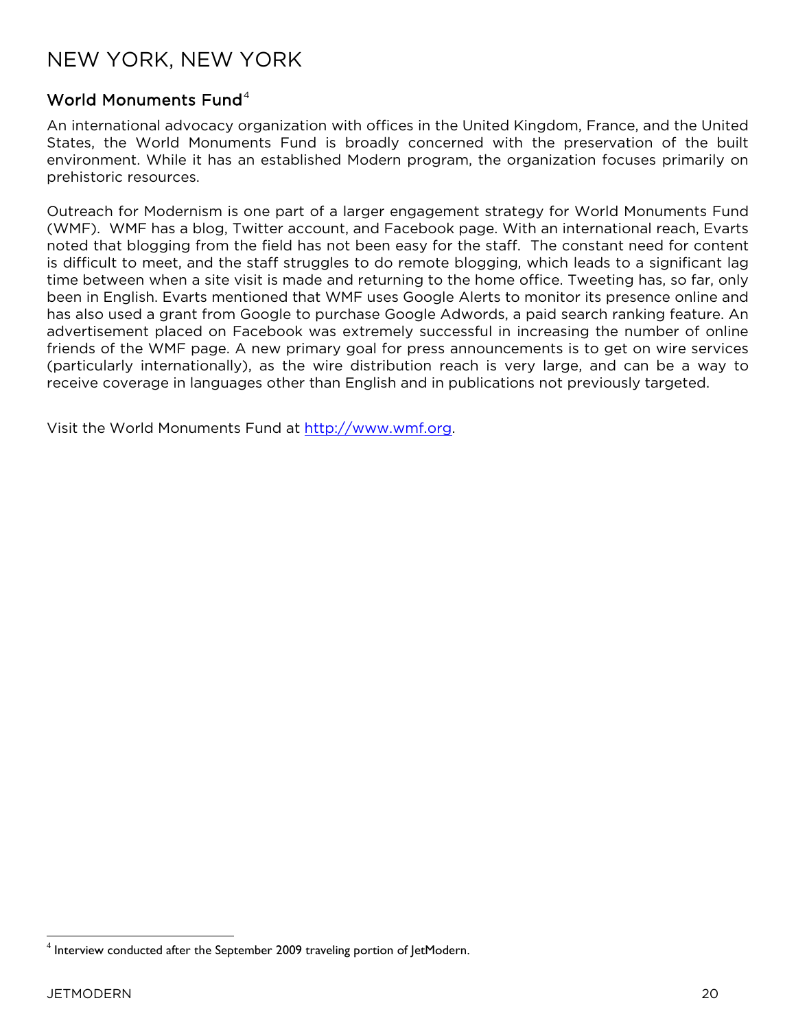# NEW YORK, NEW YORK

## World Monuments Fund[4]

An international advocacy organization with offices in the United Kingdom, France, and the United States, the World Monuments Fund is broadly concerned with the preservation of the built environment. While it has an established Modern program, the organization focuses primarily on prehistoric resources.

Outreach for Modernism is one part of a larger engagement strategy for World Monuments Fund (WMF). WMF has a blog, Twitter account, and Facebook page. With an international reach, Evarts noted that blogging from the field has not been easy for the staff. The constant need for content is difficult to meet, and the staff struggles to do remote blogging, which leads to a significant lag time between when a site visit is made and returning to the home office. Tweeting has, so far, only been in English. Evarts mentioned that WMF uses Google Alerts to monitor its presence online and has also used a grant from Google to purchase Google Adwords, a paid search ranking feature. An advertisement placed on Facebook was extremely successful in increasing the number of online friends of the WMF page. A new primary goal for press announcements is to get on wire services (particularly internationally), as the wire distribution reach is very large, and can be a way to receive coverage in languages other than English and in publications not previously targeted.

Visit the World Monuments Fund at http://www.wmf.org.

---

[4] Interview conducted after the September 2009 traveling portion of JetModern.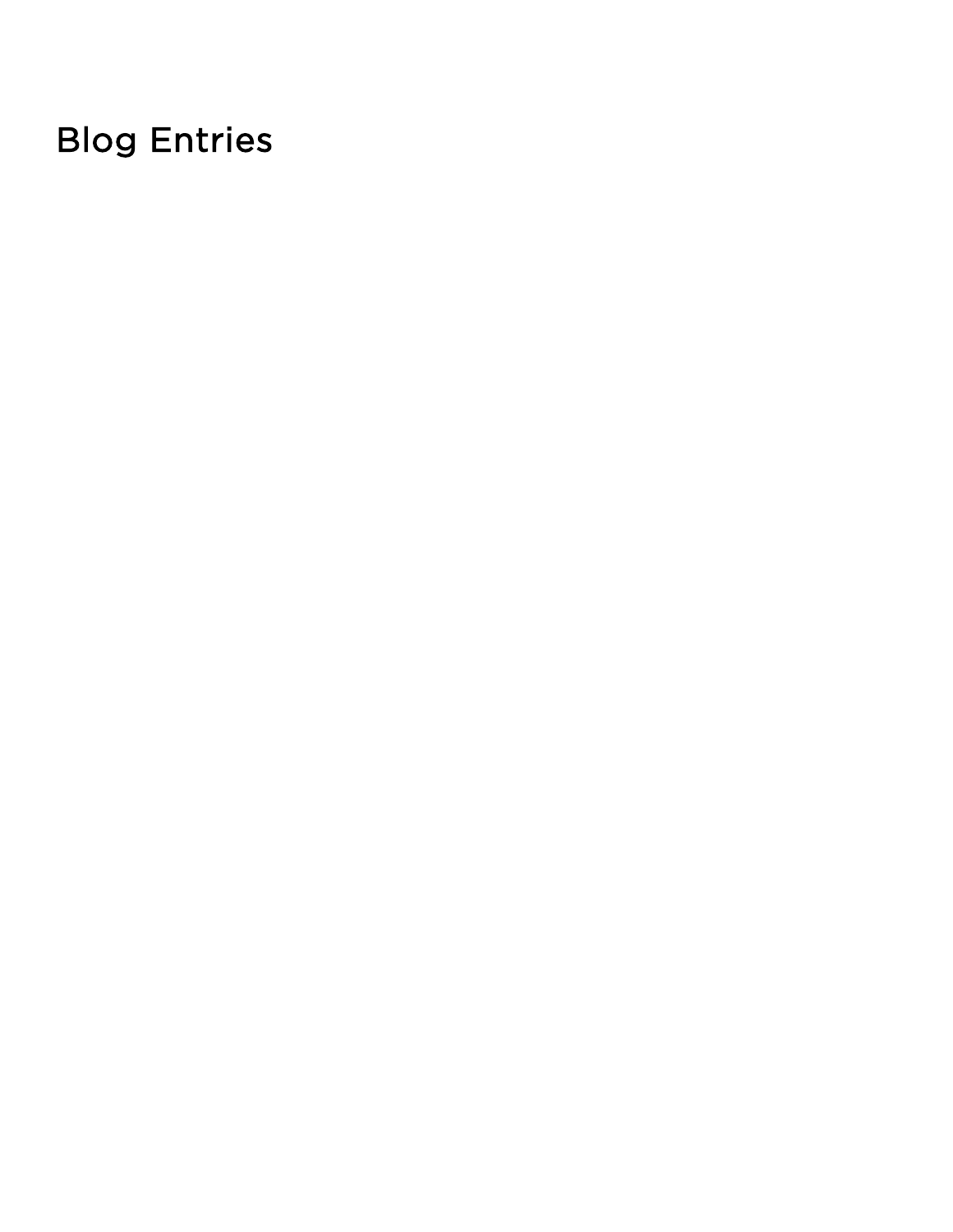# Blog Entries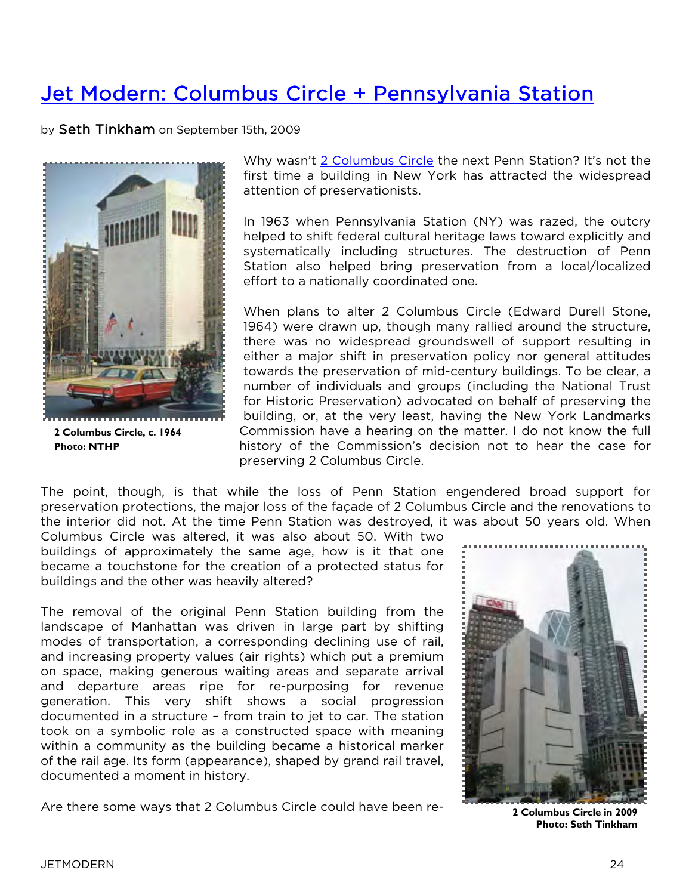# Jet Modern: Columbus Circle + Pennsylvania Station

by Seth Tinkham on September 15th, 2009

2 Columbus Circle, c. 1964
Photo: NTHP

Why wasn't 2 Columbus Circle the next Penn Station? It's not the first time a building in New York has attracted the widespread attention of preservationists.

In 1963 when Pennsylvania Station (NY) was razed, the outcry helped to shift federal cultural heritage laws toward explicitly and systematically including structures. The destruction of Penn Station also helped bring preservation from a local/localized effort to a nationally coordinated one.

When plans to alter 2 Columbus Circle (Edward Durell Stone, 1964) were drawn up, though many rallied around the structure, there was no widespread groundswell of support resulting in either a major shift in preservation policy nor general attitudes towards the preservation of mid-century buildings. To be clear, a number of individuals and groups (including the National Trust for Historic Preservation) advocated on behalf of preserving the building, or, at the very least, having the New York Landmarks Commission have a hearing on the matter. I do not know the full history of the Commission's decision not to hear the case for preserving 2 Columbus Circle.

The point, though, is that while the loss of Penn Station engendered broad support for preservation protections, the major loss of the façade of 2 Columbus Circle and the renovations to the interior did not. At the time Penn Station was destroyed, it was about 50 years old. When Columbus Circle was altered, it was also about 50. With two buildings of approximately the same age, how is it that one became a touchstone for the creation of a protected status for buildings and the other was heavily altered?

The removal of the original Penn Station building from the landscape of Manhattan was driven in large part by shifting modes of transportation, a corresponding declining use of rail, and increasing property values (air rights) which put a premium on space, making generous waiting areas and separate arrival and departure areas ripe for re-purposing for revenue generation. This very shift shows a social progression documented in a structure – from train to jet to car. The station took on a symbolic role as a constructed space with meaning within a community as the building became a historical marker of the rail age. Its form (appearance), shaped by grand rail travel, documented a moment in history.

2 Columbus Circle in 2009
Photo: Seth Tinkham

Are there some ways that 2 Columbus Circle could have been re-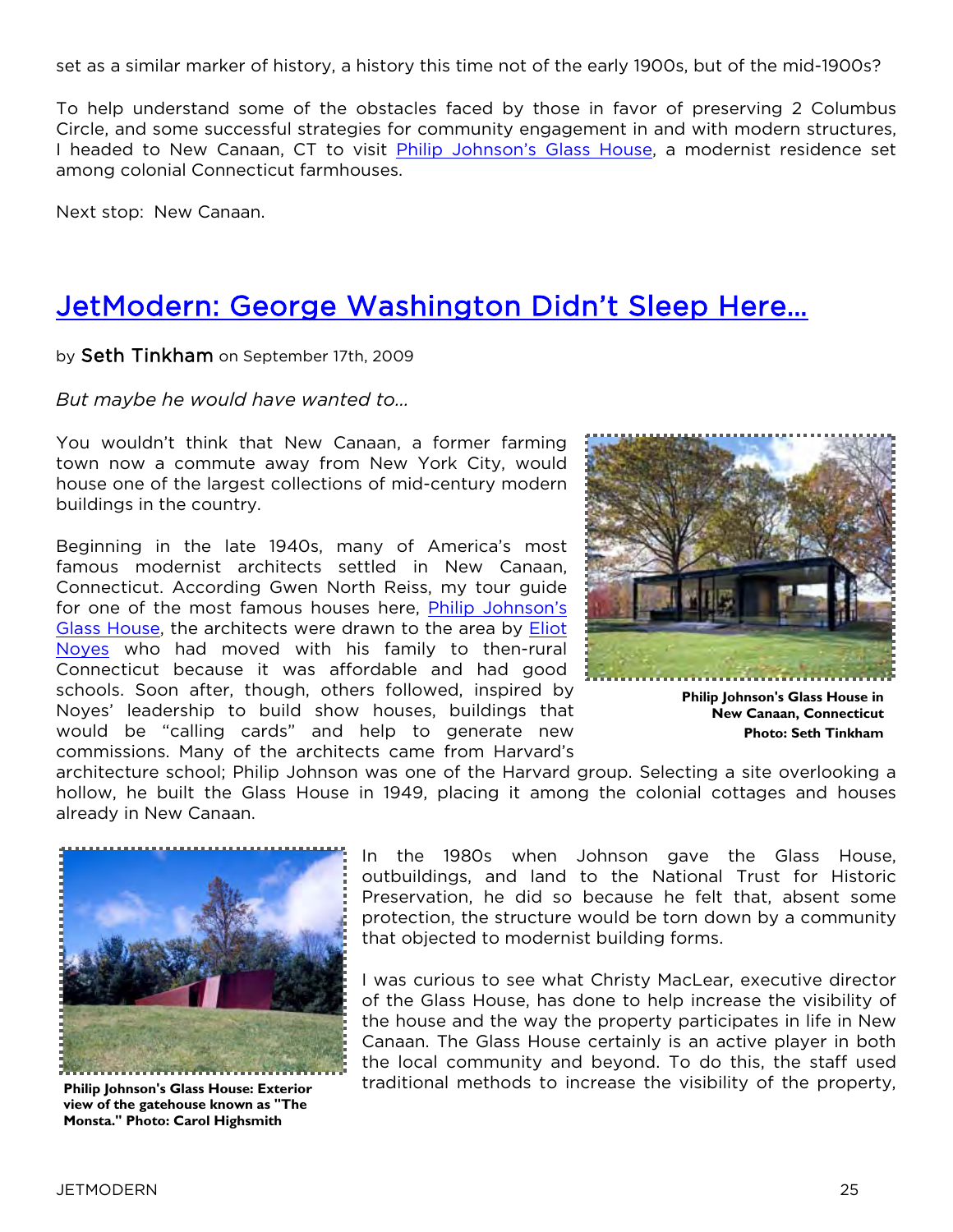set as a similar marker of history, a history this time not of the early 1900s, but of the mid-1900s?

To help understand some of the obstacles faced by those in favor of preserving 2 Columbus Circle, and some successful strategies for community engagement in and with modern structures, I headed to New Canaan, CT to visit Philip Johnson's Glass House, a modernist residence set among colonial Connecticut farmhouses.

Next stop: New Canaan.

# JetModern: George Washington Didn't Sleep Here...

by Seth Tinkham on September 17th, 2009

*But maybe he would have wanted to...*

You wouldn't think that New Canaan, a former farming town now a commute away from New York City, would house one of the largest collections of mid-century modern buildings in the country.

Beginning in the late 1940s, many of America's most famous modernist architects settled in New Canaan, Connecticut. According Gwen North Reiss, my tour guide for one of the most famous houses here, Philip Johnson's Glass House, the architects were drawn to the area by Eliot Noyes who had moved with his family to then-rural Connecticut because it was affordable and had good schools. Soon after, though, others followed, inspired by Noyes' leadership to build show houses, buildings that would be "calling cards" and help to generate new commissions. Many of the architects came from Harvard's architecture school; Philip Johnson was one of the Harvard group. Selecting a site overlooking a hollow, he built the Glass House in 1949, placing it among the colonial cottages and houses already in New Canaan.

**Philip Johnson's Glass House in New Canaan, Connecticut**
**Photo: Seth Tinkham**

In the 1980s when Johnson gave the Glass House, outbuildings, and land to the National Trust for Historic Preservation, he did so because he felt that, absent some protection, the structure would be torn down by a community that objected to modernist building forms.

I was curious to see what Christy MacLear, executive director of the Glass House, has done to help increase the visibility of the house and the way the property participates in life in New Canaan. The Glass House certainly is an active player in both the local community and beyond. To do this, the staff used traditional methods to increase the visibility of the property,

**Philip Johnson's Glass House: Exterior view of the gatehouse known as "The Monsta." Photo: Carol Highsmith**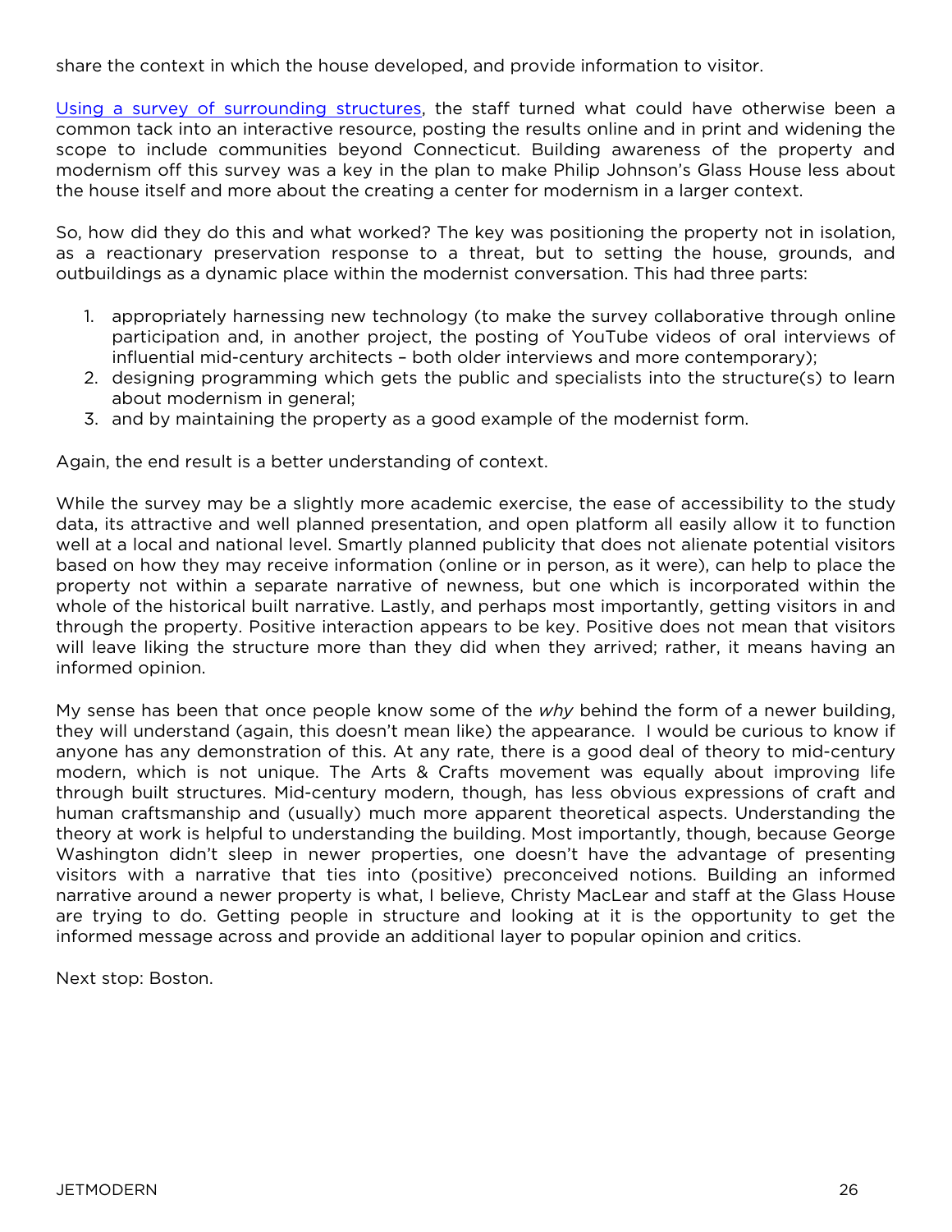share the context in which the house developed, and provide information to visitor.

Using a survey of surrounding structures, the staff turned what could have otherwise been a common tack into an interactive resource, posting the results online and in print and widening the scope to include communities beyond Connecticut. Building awareness of the property and modernism off this survey was a key in the plan to make Philip Johnson's Glass House less about the house itself and more about the creating a center for modernism in a larger context.

So, how did they do this and what worked? The key was positioning the property not in isolation, as a reactionary preservation response to a threat, but to setting the house, grounds, and outbuildings as a dynamic place within the modernist conversation. This had three parts:

1. appropriately harnessing new technology (to make the survey collaborative through online participation and, in another project, the posting of YouTube videos of oral interviews of influential mid-century architects – both older interviews and more contemporary);
2. designing programming which gets the public and specialists into the structure(s) to learn about modernism in general;
3. and by maintaining the property as a good example of the modernist form.

Again, the end result is a better understanding of context.

While the survey may be a slightly more academic exercise, the ease of accessibility to the study data, its attractive and well planned presentation, and open platform all easily allow it to function well at a local and national level. Smartly planned publicity that does not alienate potential visitors based on how they may receive information (online or in person, as it were), can help to place the property not within a separate narrative of newness, but one which is incorporated within the whole of the historical built narrative. Lastly, and perhaps most importantly, getting visitors in and through the property. Positive interaction appears to be key. Positive does not mean that visitors will leave liking the structure more than they did when they arrived; rather, it means having an informed opinion.

My sense has been that once people know some of the *why* behind the form of a newer building, they will understand (again, this doesn't mean like) the appearance. I would be curious to know if anyone has any demonstration of this. At any rate, there is a good deal of theory to mid-century modern, which is not unique. The Arts & Crafts movement was equally about improving life through built structures. Mid-century modern, though, has less obvious expressions of craft and human craftsmanship and (usually) much more apparent theoretical aspects. Understanding the theory at work is helpful to understanding the building. Most importantly, though, because George Washington didn't sleep in newer properties, one doesn't have the advantage of presenting visitors with a narrative that ties into (positive) preconceived notions. Building an informed narrative around a newer property is what, I believe, Christy MacLear and staff at the Glass House are trying to do. Getting people in structure and looking at it is the opportunity to get the informed message across and provide an additional layer to popular opinion and critics.

Next stop: Boston.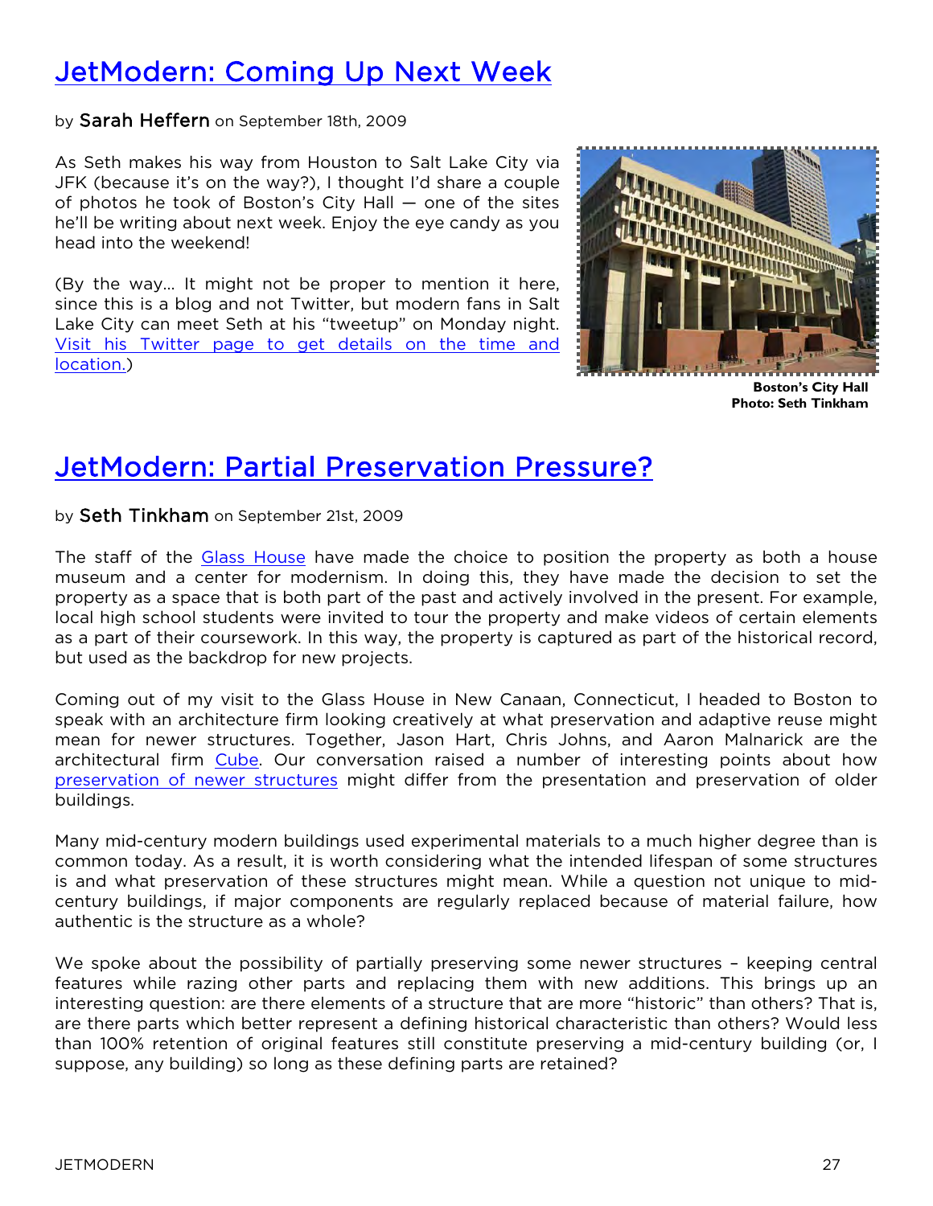# [JetModern: Coming Up Next Week]

by Sarah Heffern on September 18th, 2009

As Seth makes his way from Houston to Salt Lake City via JFK (because it's on the way?), I thought I'd share a couple of photos he took of Boston's City Hall — one of the sites he'll be writing about next week. Enjoy the eye candy as you head into the weekend!

(By the way… It might not be proper to mention it here, since this is a blog and not Twitter, but modern fans in Salt Lake City can meet Seth at his "tweetup" on Monday night. [Visit his Twitter page to get details on the time and location.])

**Boston's City Hall**
**Photo: Seth Tinkham**

# [JetModern: Partial Preservation Pressure?]

by Seth Tinkham on September 21st, 2009

The staff of the [Glass House] have made the choice to position the property as both a house museum and a center for modernism. In doing this, they have made the decision to set the property as a space that is both part of the past and actively involved in the present. For example, local high school students were invited to tour the property and make videos of certain elements as a part of their coursework. In this way, the property is captured as part of the historical record, but used as the backdrop for new projects.

Coming out of my visit to the Glass House in New Canaan, Connecticut, I headed to Boston to speak with an architecture firm looking creatively at what preservation and adaptive reuse might mean for newer structures. Together, Jason Hart, Chris Johns, and Aaron Malnarick are the architectural firm [Cube]. Our conversation raised a number of interesting points about how [preservation of newer structures] might differ from the presentation and preservation of older buildings.

Many mid-century modern buildings used experimental materials to a much higher degree than is common today. As a result, it is worth considering what the intended lifespan of some structures is and what preservation of these structures might mean. While a question not unique to mid-century buildings, if major components are regularly replaced because of material failure, how authentic is the structure as a whole?

We spoke about the possibility of partially preserving some newer structures – keeping central features while razing other parts and replacing them with new additions. This brings up an interesting question: are there elements of a structure that are more "historic" than others? That is, are there parts which better represent a defining historical characteristic than others? Would less than 100% retention of original features still constitute preserving a mid-century building (or, I suppose, any building) so long as these defining parts are retained?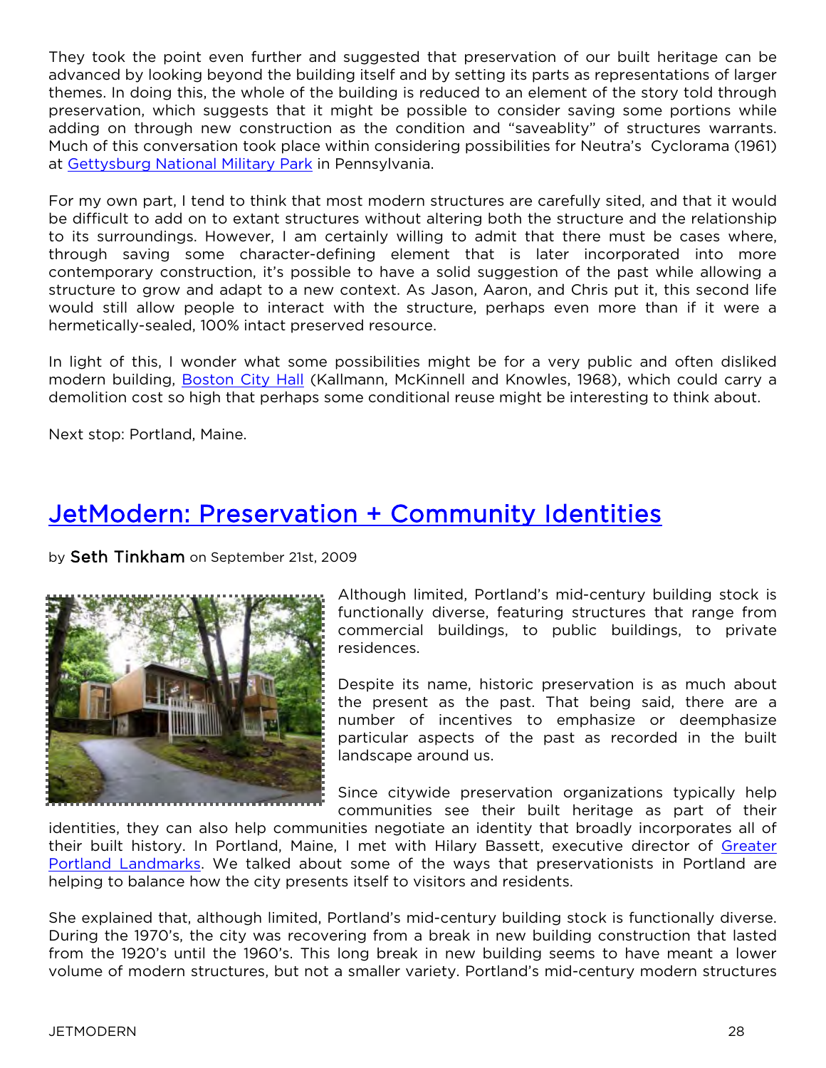They took the point even further and suggested that preservation of our built heritage can be advanced by looking beyond the building itself and by setting its parts as representations of larger themes. In doing this, the whole of the building is reduced to an element of the story told through preservation, which suggests that it might be possible to consider saving some portions while adding on through new construction as the condition and "saveablity" of structures warrants. Much of this conversation took place within considering possibilities for Neutra's Cyclorama (1961) at Gettysburg National Military Park in Pennsylvania.

For my own part, I tend to think that most modern structures are carefully sited, and that it would be difficult to add on to extant structures without altering both the structure and the relationship to its surroundings. However, I am certainly willing to admit that there must be cases where, through saving some character-defining element that is later incorporated into more contemporary construction, it's possible to have a solid suggestion of the past while allowing a structure to grow and adapt to a new context. As Jason, Aaron, and Chris put it, this second life would still allow people to interact with the structure, perhaps even more than if it were a hermetically-sealed, 100% intact preserved resource.

In light of this, I wonder what some possibilities might be for a very public and often disliked modern building, Boston City Hall (Kallmann, McKinnell and Knowles, 1968), which could carry a demolition cost so high that perhaps some conditional reuse might be interesting to think about.

Next stop: Portland, Maine.

# JetModern: Preservation + Community Identities

by **Seth Tinkham** on September 21st, 2009

Although limited, Portland's mid-century building stock is functionally diverse, featuring structures that range from commercial buildings, to public buildings, to private residences.

Despite its name, historic preservation is as much about the present as the past. That being said, there are a number of incentives to emphasize or deemphasize particular aspects of the past as recorded in the built landscape around us.

Since citywide preservation organizations typically help communities see their built heritage as part of their identities, they can also help communities negotiate an identity that broadly incorporates all of their built history. In Portland, Maine, I met with Hilary Bassett, executive director of Greater Portland Landmarks. We talked about some of the ways that preservationists in Portland are helping to balance how the city presents itself to visitors and residents.

She explained that, although limited, Portland's mid-century building stock is functionally diverse. During the 1970's, the city was recovering from a break in new building construction that lasted from the 1920's until the 1960's. This long break in new building seems to have meant a lower volume of modern structures, but not a smaller variety. Portland's mid-century modern structures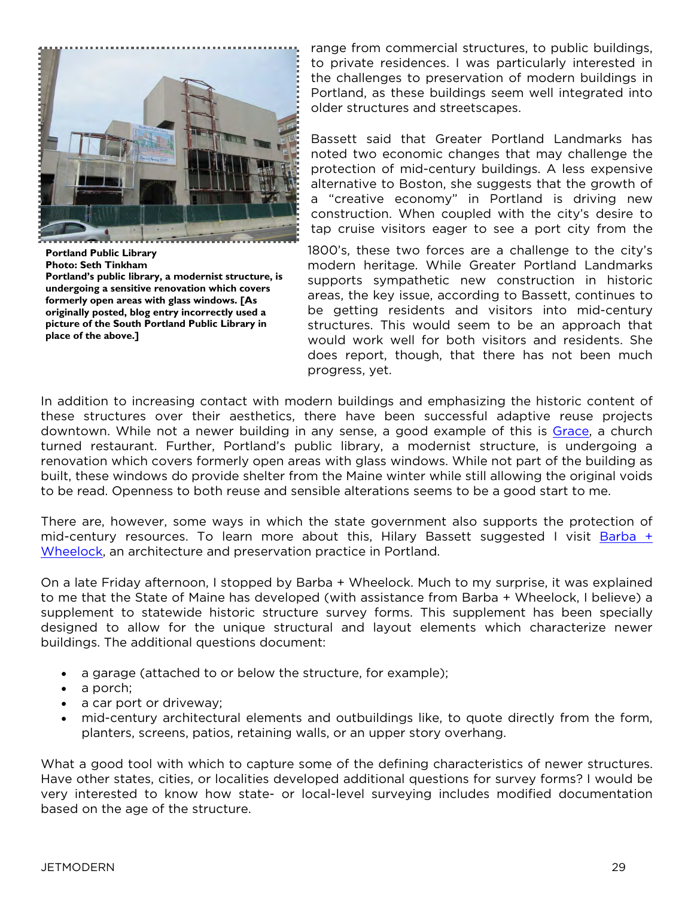**Portland Public Library**
**Photo: Seth Tinkham**
**Portland's public library, a modernist structure, is undergoing a sensitive renovation which covers formerly open areas with glass windows. [As originally posted, blog entry incorrectly used a picture of the South Portland Public Library in place of the above.]**

range from commercial structures, to public buildings, to private residences. I was particularly interested in the challenges to preservation of modern buildings in Portland, as these buildings seem well integrated into older structures and streetscapes.

Bassett said that Greater Portland Landmarks has noted two economic changes that may challenge the protection of mid-century buildings. A less expensive alternative to Boston, she suggests that the growth of a "creative economy" in Portland is driving new construction. When coupled with the city's desire to tap cruise visitors eager to see a port city from the 1800's, these two forces are a challenge to the city's modern heritage. While Greater Portland Landmarks supports sympathetic new construction in historic areas, the key issue, according to Bassett, continues to be getting residents and visitors into mid-century structures. This would seem to be an approach that would work well for both visitors and residents. She does report, though, that there has not been much progress, yet.

In addition to increasing contact with modern buildings and emphasizing the historic content of these structures over their aesthetics, there have been successful adaptive reuse projects downtown. While not a newer building in any sense, a good example of this is Grace, a church turned restaurant. Further, Portland's public library, a modernist structure, is undergoing a renovation which covers formerly open areas with glass windows. While not part of the building as built, these windows do provide shelter from the Maine winter while still allowing the original voids to be read. Openness to both reuse and sensible alterations seems to be a good start to me.

There are, however, some ways in which the state government also supports the protection of mid-century resources. To learn more about this, Hilary Bassett suggested I visit Barba + Wheelock, an architecture and preservation practice in Portland.

On a late Friday afternoon, I stopped by Barba + Wheelock. Much to my surprise, it was explained to me that the State of Maine has developed (with assistance from Barba + Wheelock, I believe) a supplement to statewide historic structure survey forms. This supplement has been specially designed to allow for the unique structural and layout elements which characterize newer buildings. The additional questions document:

- a garage (attached to or below the structure, for example);
- a porch;
- a car port or driveway;
- mid-century architectural elements and outbuildings like, to quote directly from the form, planters, screens, patios, retaining walls, or an upper story overhang.

What a good tool with which to capture some of the defining characteristics of newer structures. Have other states, cities, or localities developed additional questions for survey forms? I would be very interested to know how state- or local-level surveying includes modified documentation based on the age of the structure.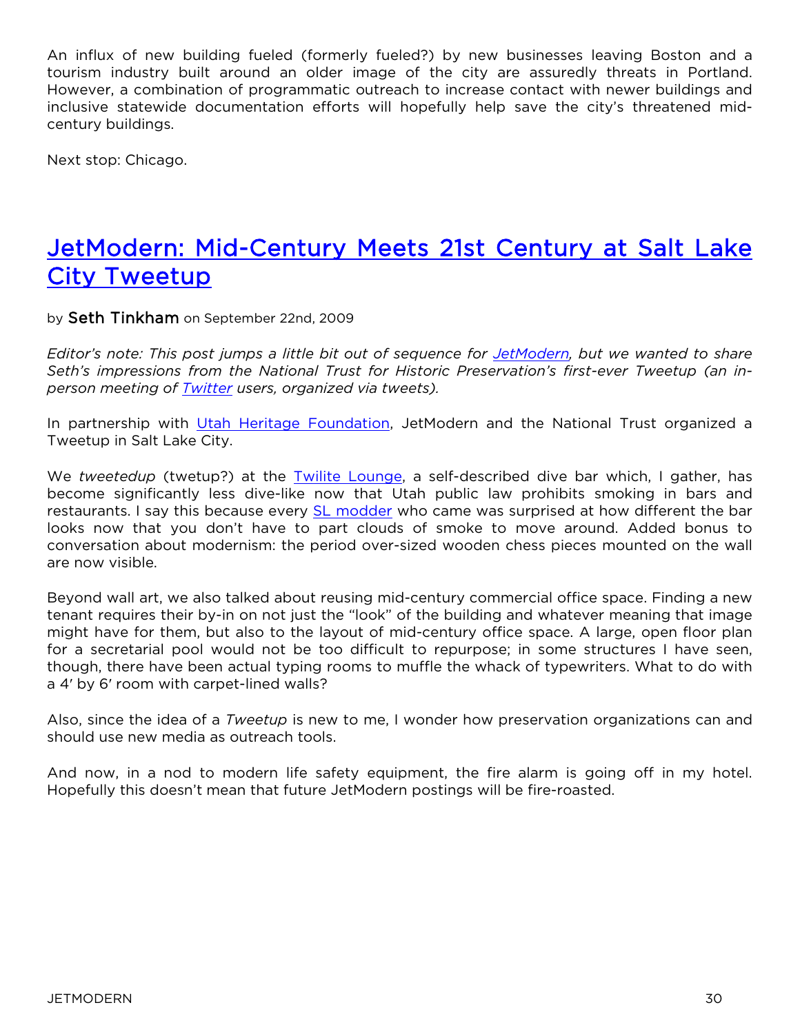An influx of new building fueled (formerly fueled?) by new businesses leaving Boston and a tourism industry built around an older image of the city are assuredly threats in Portland. However, a combination of programmatic outreach to increase contact with newer buildings and inclusive statewide documentation efforts will hopefully help save the city's threatened mid-century buildings.

Next stop: Chicago.

## JetModern: Mid-Century Meets 21st Century at Salt Lake City Tweetup

by **Seth Tinkham** on September 22nd, 2009

*Editor's note: This post jumps a little bit out of sequence for JetModern, but we wanted to share Seth's impressions from the National Trust for Historic Preservation's first-ever Tweetup (an in-person meeting of Twitter users, organized via tweets).*

In partnership with Utah Heritage Foundation, JetModern and the National Trust organized a Tweetup in Salt Lake City.

We *tweetedup* (twetup?) at the Twilite Lounge, a self-described dive bar which, I gather, has become significantly less dive-like now that Utah public law prohibits smoking in bars and restaurants. I say this because every SL modder who came was surprised at how different the bar looks now that you don't have to part clouds of smoke to move around. Added bonus to conversation about modernism: the period over-sized wooden chess pieces mounted on the wall are now visible.

Beyond wall art, we also talked about reusing mid-century commercial office space. Finding a new tenant requires their by-in on not just the "look" of the building and whatever meaning that image might have for them, but also to the layout of mid-century office space. A large, open floor plan for a secretarial pool would not be too difficult to repurpose; in some structures I have seen, though, there have been actual typing rooms to muffle the whack of typewriters. What to do with a 4′ by 6′ room with carpet-lined walls?

Also, since the idea of a *Tweetup* is new to me, I wonder how preservation organizations can and should use new media as outreach tools.

And now, in a nod to modern life safety equipment, the fire alarm is going off in my hotel. Hopefully this doesn't mean that future JetModern postings will be fire-roasted.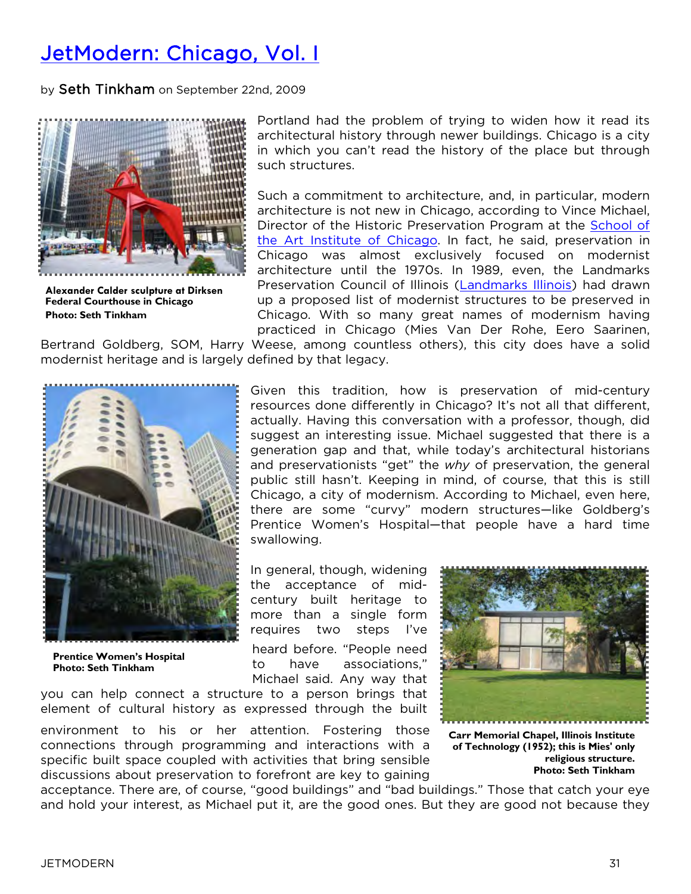# JetModern: Chicago, Vol. I

by Seth Tinkham on September 22nd, 2009

Alexander Calder sculpture at Dirksen Federal Courthouse in Chicago
Photo: Seth Tinkham

Portland had the problem of trying to widen how it read its architectural history through newer buildings. Chicago is a city in which you can't read the history of the place but through such structures.

Such a commitment to architecture, and, in particular, modern architecture is not new in Chicago, according to Vince Michael, Director of the Historic Preservation Program at the School of the Art Institute of Chicago. In fact, he said, preservation in Chicago was almost exclusively focused on modernist architecture until the 1970s. In 1989, even, the Landmarks Preservation Council of Illinois (Landmarks Illinois) had drawn up a proposed list of modernist structures to be preserved in Chicago. With so many great names of modernism having practiced in Chicago (Mies Van Der Rohe, Eero Saarinen, Bertrand Goldberg, SOM, Harry Weese, among countless others), this city does have a solid modernist heritage and is largely defined by that legacy.

Prentice Women's Hospital
Photo: Seth Tinkham

Given this tradition, how is preservation of mid-century resources done differently in Chicago? It's not all that different, actually. Having this conversation with a professor, though, did suggest an interesting issue. Michael suggested that there is a generation gap and that, while today's architectural historians and preservationists "get" the *why* of preservation, the general public still hasn't. Keeping in mind, of course, that this is still Chicago, a city of modernism. According to Michael, even here, there are some "curvy" modern structures—like Goldberg's Prentice Women's Hospital—that people have a hard time swallowing.

In general, though, widening the acceptance of mid-century built heritage to more than a single form requires two steps I've heard before. "People need to have associations," Michael said. Any way that you can help connect a structure to a person brings that element of cultural history as expressed through the built environment to his or her attention. Fostering those connections through programming and interactions with a specific built space coupled with activities that bring sensible discussions about preservation to forefront are key to gaining acceptance. There are, of course, "good buildings" and "bad buildings." Those that catch your eye and hold your interest, as Michael put it, are the good ones. But they are good not because they

Carr Memorial Chapel, Illinois Institute of Technology (1952); this is Mies' only religious structure.
Photo: Seth Tinkham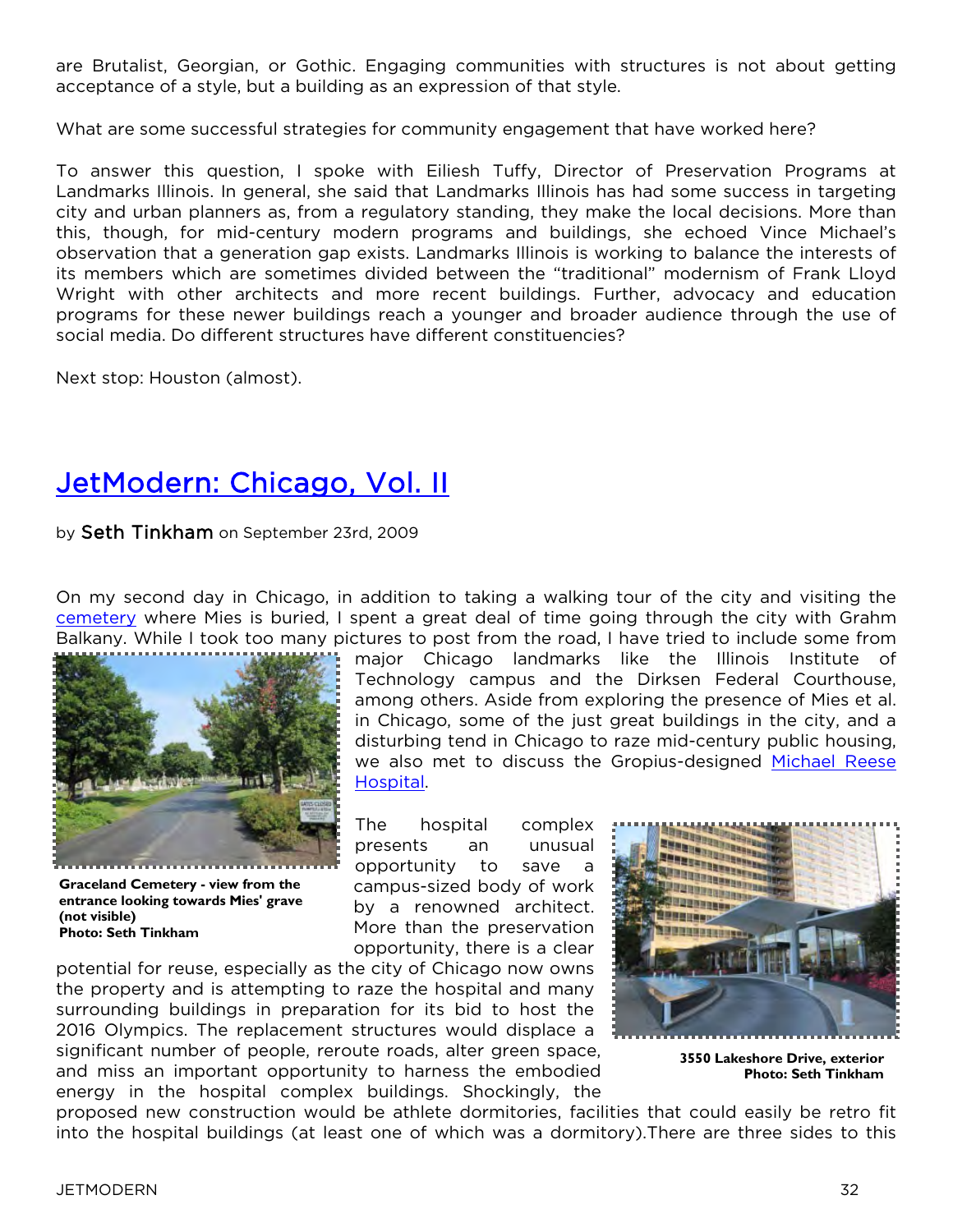are Brutalist, Georgian, or Gothic. Engaging communities with structures is not about getting acceptance of a style, but a building as an expression of that style.

What are some successful strategies for community engagement that have worked here?

To answer this question, I spoke with Eiliesh Tuffy, Director of Preservation Programs at Landmarks Illinois. In general, she said that Landmarks Illinois has had some success in targeting city and urban planners as, from a regulatory standing, they make the local decisions. More than this, though, for mid-century modern programs and buildings, she echoed Vince Michael's observation that a generation gap exists. Landmarks Illinois is working to balance the interests of its members which are sometimes divided between the "traditional" modernism of Frank Lloyd Wright with other architects and more recent buildings. Further, advocacy and education programs for these newer buildings reach a younger and broader audience through the use of social media. Do different structures have different constituencies?

Next stop: Houston (almost).

## JetModern: Chicago, Vol. II

by **Seth Tinkham** on September 23rd, 2009

On my second day in Chicago, in addition to taking a walking tour of the city and visiting the cemetery where Mies is buried, I spent a great deal of time going through the city with Grahm Balkany. While I took too many pictures to post from the road, I have tried to include some from major Chicago landmarks like the Illinois Institute of Technology campus and the Dirksen Federal Courthouse, among others. Aside from exploring the presence of Mies et al. in Chicago, some of the just great buildings in the city, and a disturbing tend in Chicago to raze mid-century public housing, we also met to discuss the Gropius-designed Michael Reese Hospital.

**Graceland Cemetery - view from the entrance looking towards Mies' grave (not visible)**
**Photo: Seth Tinkham**

The hospital complex presents an unusual opportunity to save a campus-sized body of work by a renowned architect. More than the preservation opportunity, there is a clear potential for reuse, especially as the city of Chicago now owns the property and is attempting to raze the hospital and many surrounding buildings in preparation for its bid to host the 2016 Olympics. The replacement structures would displace a significant number of people, reroute roads, alter green space, and miss an important opportunity to harness the embodied energy in the hospital complex buildings. Shockingly, the proposed new construction would be athlete dormitories, facilities that could easily be retro fit into the hospital buildings (at least one of which was a dormitory).There are three sides to this

**3550 Lakeshore Drive, exterior**
**Photo: Seth Tinkham**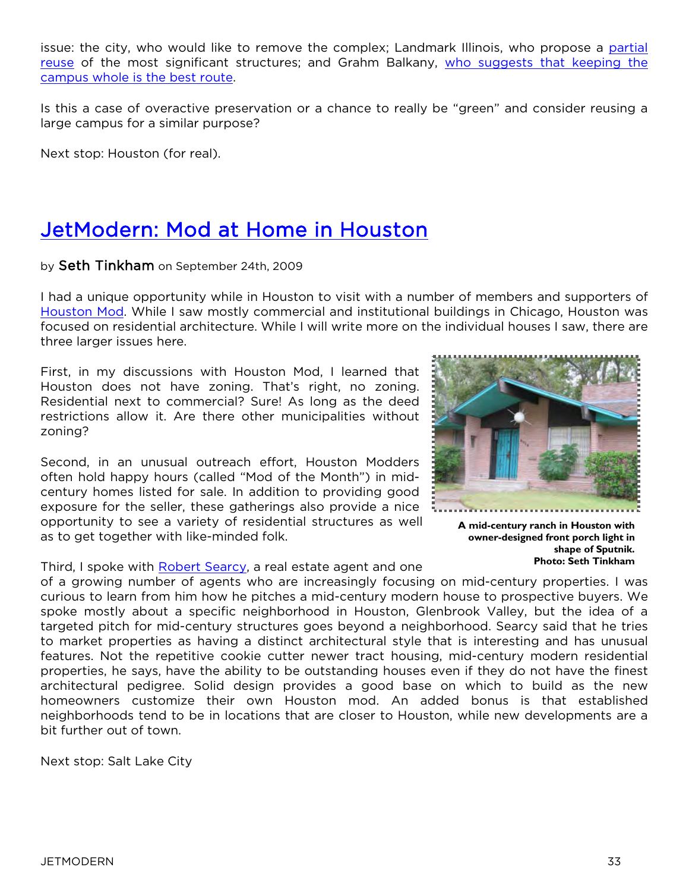issue: the city, who would like to remove the complex; Landmark Illinois, who propose a partial reuse of the most significant structures; and Grahm Balkany, who suggests that keeping the campus whole is the best route.

Is this a case of overactive preservation or a chance to really be "green" and consider reusing a large campus for a similar purpose?

Next stop: Houston (for real).

# JetModern: Mod at Home in Houston

by **Seth Tinkham** on September 24th, 2009

I had a unique opportunity while in Houston to visit with a number of members and supporters of Houston Mod. While I saw mostly commercial and institutional buildings in Chicago, Houston was focused on residential architecture. While I will write more on the individual houses I saw, there are three larger issues here.

First, in my discussions with Houston Mod, I learned that Houston does not have zoning. That's right, no zoning. Residential next to commercial? Sure! As long as the deed restrictions allow it. Are there other municipalities without zoning?

Second, in an unusual outreach effort, Houston Modders often hold happy hours (called "Mod of the Month") in mid-century homes listed for sale. In addition to providing good exposure for the seller, these gatherings also provide a nice opportunity to see a variety of residential structures as well as to get together with like-minded folk.

**A mid-century ranch in Houston with owner-designed front porch light in shape of Sputnik. Photo: Seth Tinkham**

Third, I spoke with Robert Searcy, a real estate agent and one of a growing number of agents who are increasingly focusing on mid-century properties. I was curious to learn from him how he pitches a mid-century modern house to prospective buyers. We spoke mostly about a specific neighborhood in Houston, Glenbrook Valley, but the idea of a targeted pitch for mid-century structures goes beyond a neighborhood. Searcy said that he tries to market properties as having a distinct architectural style that is interesting and has unusual features. Not the repetitive cookie cutter newer tract housing, mid-century modern residential properties, he says, have the ability to be outstanding houses even if they do not have the finest architectural pedigree. Solid design provides a good base on which to build as the new homeowners customize their own Houston mod. An added bonus is that established neighborhoods tend to be in locations that are closer to Houston, while new developments are a bit further out of town.

Next stop: Salt Lake City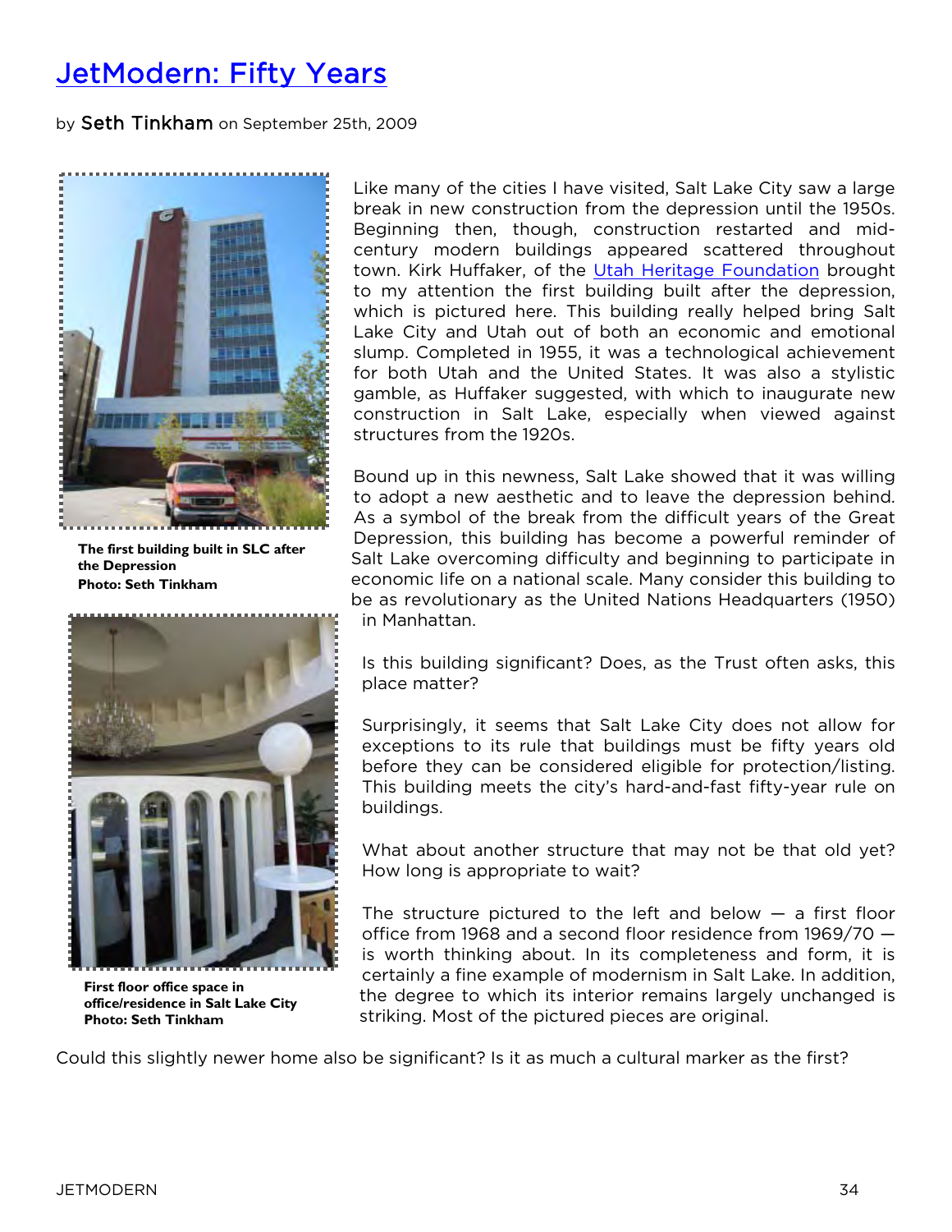# [JetModern: Fifty Years]

by Seth Tinkham on September 25th, 2009

The first building built in SLC after the Depression
Photo: Seth Tinkham

Like many of the cities I have visited, Salt Lake City saw a large break in new construction from the depression until the 1950s. Beginning then, though, construction restarted and mid-century modern buildings appeared scattered throughout town. Kirk Huffaker, of the Utah Heritage Foundation brought to my attention the first building built after the depression, which is pictured here. This building really helped bring Salt Lake City and Utah out of both an economic and emotional slump. Completed in 1955, it was a technological achievement for both Utah and the United States. It was also a stylistic gamble, as Huffaker suggested, with which to inaugurate new construction in Salt Lake, especially when viewed against structures from the 1920s.

Bound up in this newness, Salt Lake showed that it was willing to adopt a new aesthetic and to leave the depression behind. As a symbol of the break from the difficult years of the Great Depression, this building has become a powerful reminder of Salt Lake overcoming difficulty and beginning to participate in economic life on a national scale. Many consider this building to be as revolutionary as the United Nations Headquarters (1950) in Manhattan.

Is this building significant? Does, as the Trust often asks, this place matter?

Surprisingly, it seems that Salt Lake City does not allow for exceptions to its rule that buildings must be fifty years old before they can be considered eligible for protection/listing. This building meets the city's hard-and-fast fifty-year rule on buildings.

What about another structure that may not be that old yet? How long is appropriate to wait?

The structure pictured to the left and below — a first floor office from 1968 and a second floor residence from 1969/70 — is worth thinking about. In its completeness and form, it is certainly a fine example of modernism in Salt Lake. In addition, the degree to which its interior remains largely unchanged is striking. Most of the pictured pieces are original.

First floor office space in office/residence in Salt Lake City
Photo: Seth Tinkham

Could this slightly newer home also be significant? Is it as much a cultural marker as the first?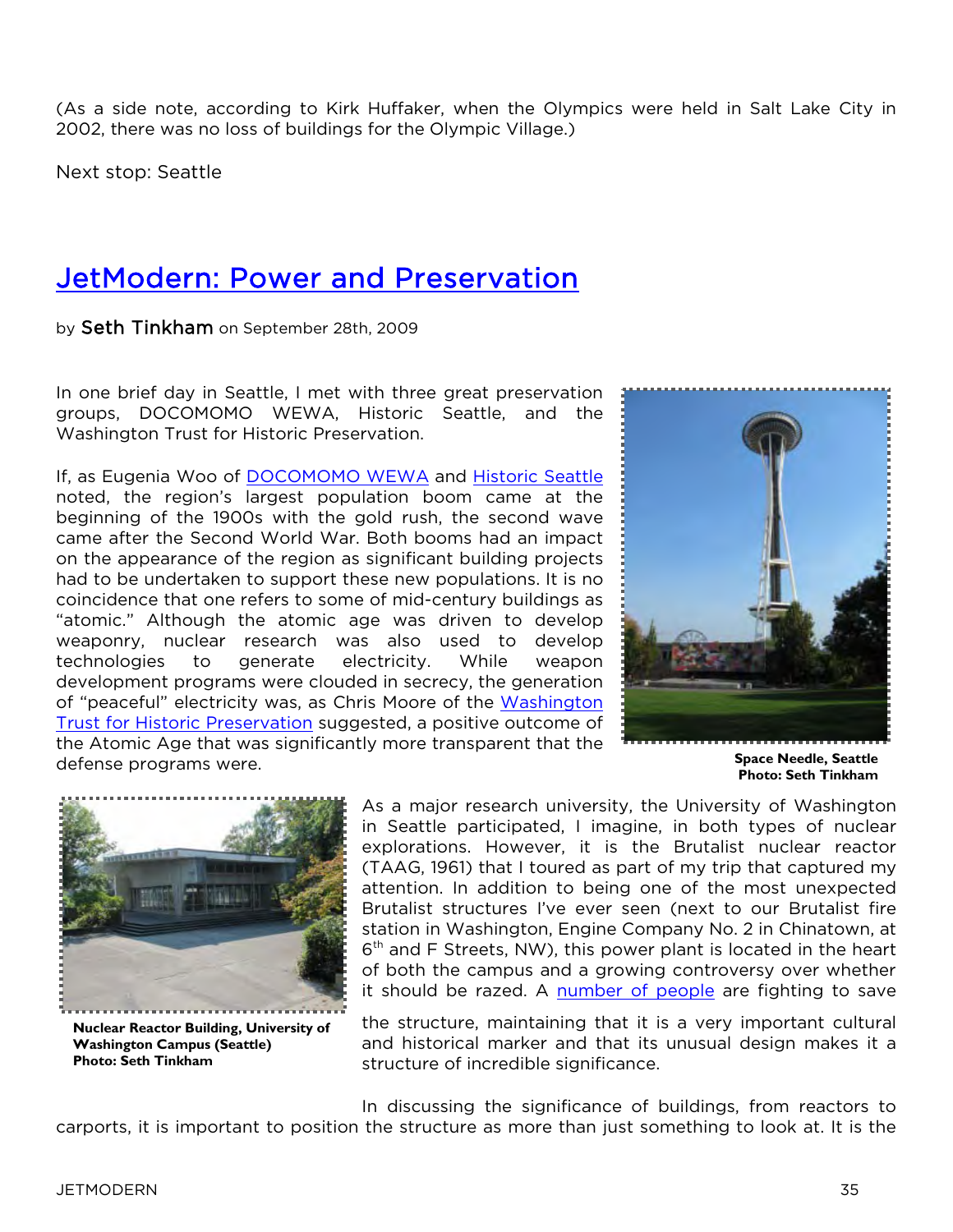(As a side note, according to Kirk Huffaker, when the Olympics were held in Salt Lake City in 2002, there was no loss of buildings for the Olympic Village.)

Next stop: Seattle

# JetModern: Power and Preservation

by **Seth Tinkham** on September 28th, 2009

In one brief day in Seattle, I met with three great preservation groups, DOCOMOMO WEWA, Historic Seattle, and the Washington Trust for Historic Preservation.

If, as Eugenia Woo of DOCOMOMO WEWA and Historic Seattle noted, the region's largest population boom came at the beginning of the 1900s with the gold rush, the second wave came after the Second World War. Both booms had an impact on the appearance of the region as significant building projects had to be undertaken to support these new populations. It is no coincidence that one refers to some of mid-century buildings as "atomic." Although the atomic age was driven to develop weaponry, nuclear research was also used to develop technologies to generate electricity. While weapon development programs were clouded in secrecy, the generation of "peaceful" electricity was, as Chris Moore of the Washington Trust for Historic Preservation suggested, a positive outcome of the Atomic Age that was significantly more transparent that the defense programs were.

**Space Needle, Seattle**
**Photo: Seth Tinkham**

As a major research university, the University of Washington in Seattle participated, I imagine, in both types of nuclear explorations. However, it is the Brutalist nuclear reactor (TAAG, 1961) that I toured as part of my trip that captured my attention. In addition to being one of the most unexpected Brutalist structures I've ever seen (next to our Brutalist fire station in Washington, Engine Company No. 2 in Chinatown, at 6th and F Streets, NW), this power plant is located in the heart of both the campus and a growing controversy over whether it should be razed. A number of people are fighting to save the structure, maintaining that it is a very important cultural and historical marker and that its unusual design makes it a structure of incredible significance.

**Nuclear Reactor Building, University of Washington Campus (Seattle)**
**Photo: Seth Tinkham**

In discussing the significance of buildings, from reactors to carports, it is important to position the structure as more than just something to look at. It is the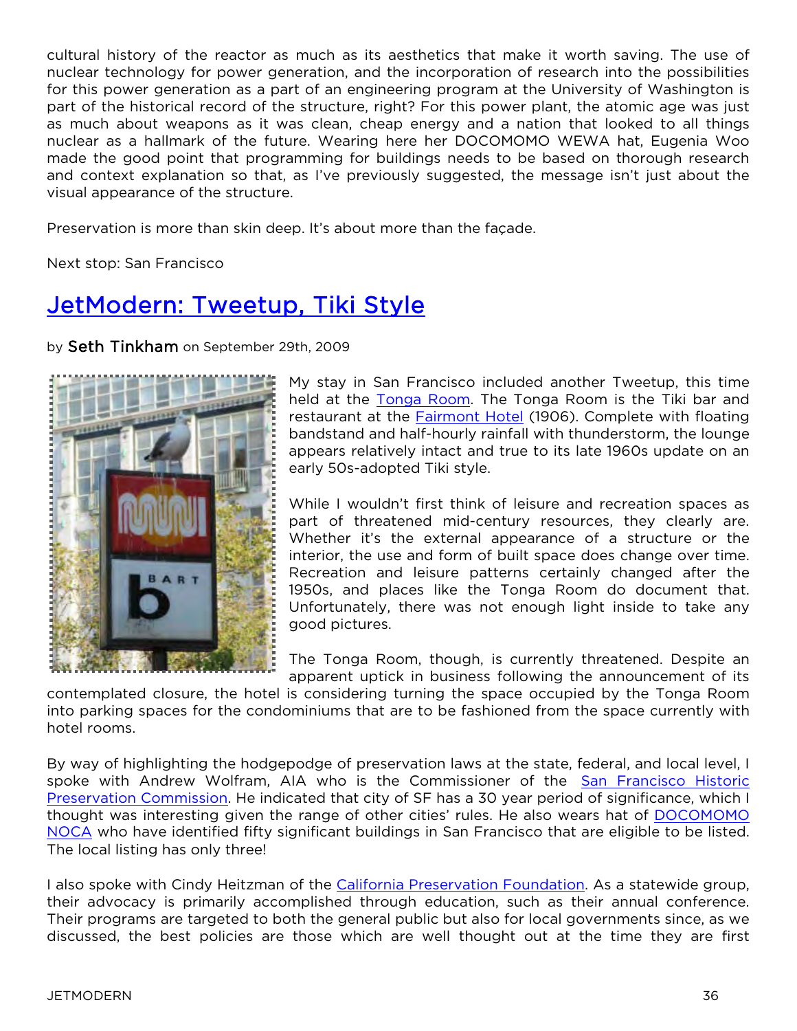cultural history of the reactor as much as its aesthetics that make it worth saving. The use of nuclear technology for power generation, and the incorporation of research into the possibilities for this power generation as a part of an engineering program at the University of Washington is part of the historical record of the structure, right? For this power plant, the atomic age was just as much about weapons as it was clean, cheap energy and a nation that looked to all things nuclear as a hallmark of the future. Wearing here her DOCOMOMO WEWA hat, Eugenia Woo made the good point that programming for buildings needs to be based on thorough research and context explanation so that, as I've previously suggested, the message isn't just about the visual appearance of the structure.

Preservation is more than skin deep. It's about more than the façade.

Next stop: San Francisco

## JetModern: Tweetup, Tiki Style

by **Seth Tinkham** on September 29th, 2009

My stay in San Francisco included another Tweetup, this time held at the Tonga Room. The Tonga Room is the Tiki bar and restaurant at the Fairmont Hotel (1906). Complete with floating bandstand and half-hourly rainfall with thunderstorm, the lounge appears relatively intact and true to its late 1960s update on an early 50s-adopted Tiki style.

While I wouldn't first think of leisure and recreation spaces as part of threatened mid-century resources, they clearly are. Whether it's the external appearance of a structure or the interior, the use and form of built space does change over time. Recreation and leisure patterns certainly changed after the 1950s, and places like the Tonga Room do document that. Unfortunately, there was not enough light inside to take any good pictures.

The Tonga Room, though, is currently threatened. Despite an apparent uptick in business following the announcement of its contemplated closure, the hotel is considering turning the space occupied by the Tonga Room into parking spaces for the condominiums that are to be fashioned from the space currently with hotel rooms.

By way of highlighting the hodgepodge of preservation laws at the state, federal, and local level, I spoke with Andrew Wolfram, AIA who is the Commissioner of the San Francisco Historic Preservation Commission. He indicated that city of SF has a 30 year period of significance, which I thought was interesting given the range of other cities' rules. He also wears hat of DOCOMOMO NOCA who have identified fifty significant buildings in San Francisco that are eligible to be listed. The local listing has only three!

I also spoke with Cindy Heitzman of the California Preservation Foundation. As a statewide group, their advocacy is primarily accomplished through education, such as their annual conference. Their programs are targeted to both the general public but also for local governments since, as we discussed, the best policies are those which are well thought out at the time they are first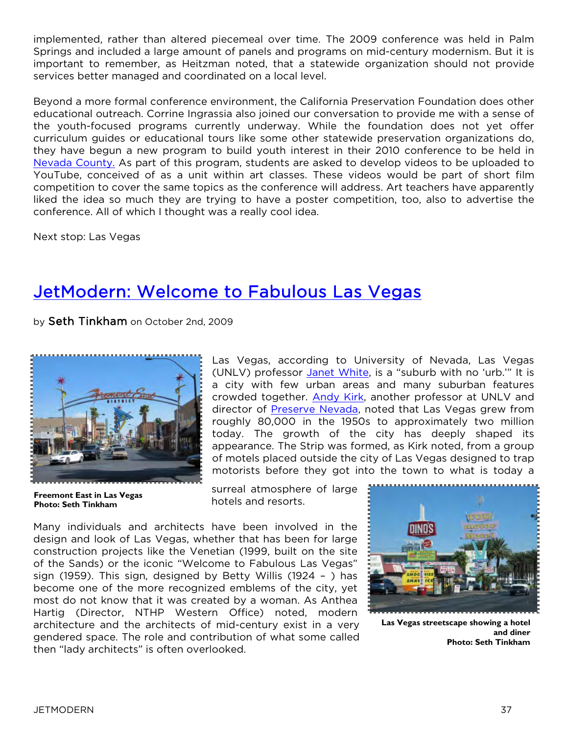implemented, rather than altered piecemeal over time. The 2009 conference was held in Palm Springs and included a large amount of panels and programs on mid-century modernism. But it is important to remember, as Heitzman noted, that a statewide organization should not provide services better managed and coordinated on a local level.

Beyond a more formal conference environment, the California Preservation Foundation does other educational outreach. Corrine Ingrassia also joined our conversation to provide me with a sense of the youth-focused programs currently underway. While the foundation does not yet offer curriculum guides or educational tours like some other statewide preservation organizations do, they have begun a new program to build youth interest in their 2010 conference to be held in Nevada County. As part of this program, students are asked to develop videos to be uploaded to YouTube, conceived of as a unit within art classes. These videos would be part of short film competition to cover the same topics as the conference will address. Art teachers have apparently liked the idea so much they are trying to have a poster competition, too, also to advertise the conference. All of which I thought was a really cool idea.

Next stop: Las Vegas

## JetModern: Welcome to Fabulous Las Vegas

by **Seth Tinkham** on October 2nd, 2009

**Freemont East in Las Vegas**
**Photo: Seth Tinkham**

Las Vegas, according to University of Nevada, Las Vegas (UNLV) professor Janet White, is a "suburb with no 'urb.'" It is a city with few urban areas and many suburban features crowded together. Andy Kirk, another professor at UNLV and director of Preserve Nevada, noted that Las Vegas grew from roughly 80,000 in the 1950s to approximately two million today. The growth of the city has deeply shaped its appearance. The Strip was formed, as Kirk noted, from a group of motels placed outside the city of Las Vegas designed to trap motorists before they got into the town to what is today a surreal atmosphere of large hotels and resorts.

Many individuals and architects have been involved in the design and look of Las Vegas, whether that has been for large construction projects like the Venetian (1999, built on the site of the Sands) or the iconic "Welcome to Fabulous Las Vegas" sign (1959). This sign, designed by Betty Willis (1924 – ) has become one of the more recognized emblems of the city, yet most do not know that it was created by a woman. As Anthea Hartig (Director, NTHP Western Office) noted, modern architecture and the architects of mid-century exist in a very gendered space. The role and contribution of what some called then "lady architects" is often overlooked.

**Las Vegas streetscape showing a hotel and diner**
**Photo: Seth Tinkham**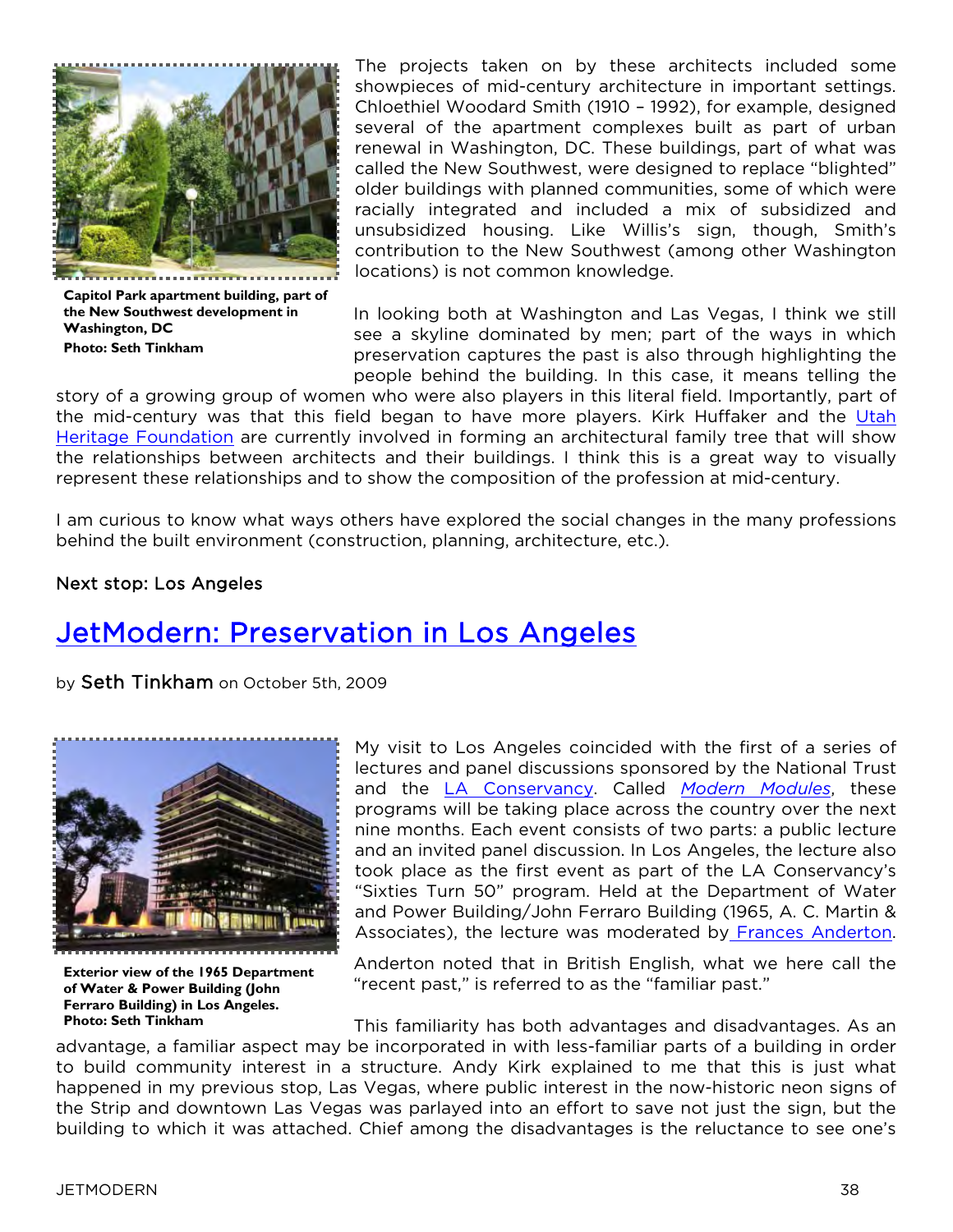Capitol Park apartment building, part of the New Southwest development in Washington, DC
Photo: Seth Tinkham

The projects taken on by these architects included some showpieces of mid-century architecture in important settings. Chloethiel Woodard Smith (1910 – 1992), for example, designed several of the apartment complexes built as part of urban renewal in Washington, DC. These buildings, part of what was called the New Southwest, were designed to replace "blighted" older buildings with planned communities, some of which were racially integrated and included a mix of subsidized and unsubsidized housing. Like Willis's sign, though, Smith's contribution to the New Southwest (among other Washington locations) is not common knowledge.

In looking both at Washington and Las Vegas, I think we still see a skyline dominated by men; part of the ways in which preservation captures the past is also through highlighting the people behind the building. In this case, it means telling the story of a growing group of women who were also players in this literal field. Importantly, part of the mid-century was that this field began to have more players. Kirk Huffaker and the Utah Heritage Foundation are currently involved in forming an architectural family tree that will show the relationships between architects and their buildings. I think this is a great way to visually represent these relationships and to show the composition of the profession at mid-century.

I am curious to know what ways others have explored the social changes in the many professions behind the built environment (construction, planning, architecture, etc.).

Next stop: Los Angeles

# JetModern: Preservation in Los Angeles

by Seth Tinkham on October 5th, 2009

Exterior view of the 1965 Department of Water & Power Building (John Ferraro Building) in Los Angeles.
Photo: Seth Tinkham

My visit to Los Angeles coincided with the first of a series of lectures and panel discussions sponsored by the National Trust and the LA Conservancy. Called *Modern Modules*, these programs will be taking place across the country over the next nine months. Each event consists of two parts: a public lecture and an invited panel discussion. In Los Angeles, the lecture also took place as the first event as part of the LA Conservancy's "Sixties Turn 50" program. Held at the Department of Water and Power Building/John Ferraro Building (1965, A. C. Martin & Associates), the lecture was moderated by Frances Anderton.

Anderton noted that in British English, what we here call the "recent past," is referred to as the "familiar past."

This familiarity has both advantages and disadvantages. As an advantage, a familiar aspect may be incorporated in with less-familiar parts of a building in order to build community interest in a structure. Andy Kirk explained to me that this is just what happened in my previous stop, Las Vegas, where public interest in the now-historic neon signs of the Strip and downtown Las Vegas was parlayed into an effort to save not just the sign, but the building to which it was attached. Chief among the disadvantages is the reluctance to see one's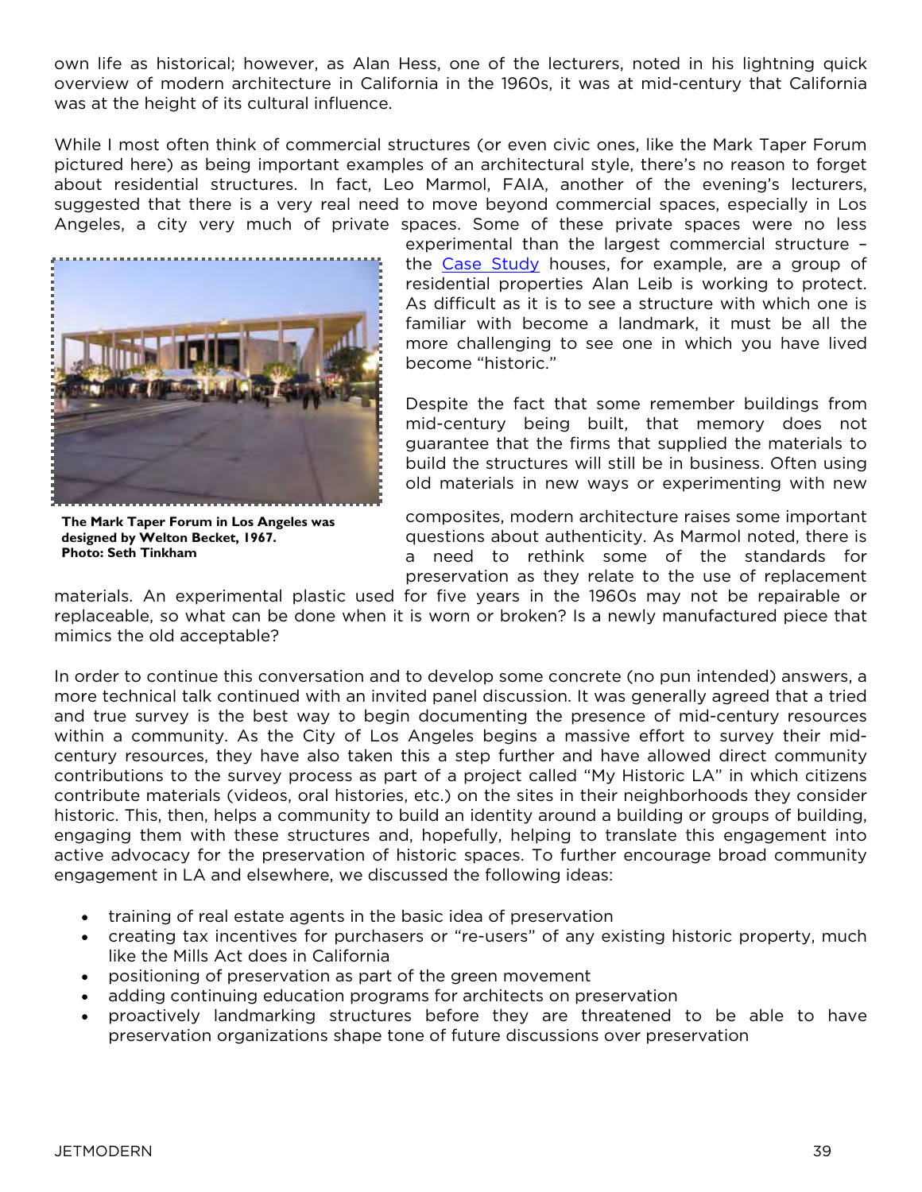own life as historical; however, as Alan Hess, one of the lecturers, noted in his lightning quick overview of modern architecture in California in the 1960s, it was at mid-century that California was at the height of its cultural influence.

While I most often think of commercial structures (or even civic ones, like the Mark Taper Forum pictured here) as being important examples of an architectural style, there's no reason to forget about residential structures. In fact, Leo Marmol, FAIA, another of the evening's lecturers, suggested that there is a very real need to move beyond commercial spaces, especially in Los Angeles, a city very much of private spaces. Some of these private spaces were no less experimental than the largest commercial structure – the Case Study houses, for example, are a group of residential properties Alan Leib is working to protect. As difficult as it is to see a structure with which one is familiar with become a landmark, it must be all the more challenging to see one in which you have lived become "historic."

**The Mark Taper Forum in Los Angeles was designed by Welton Becket, 1967. Photo: Seth Tinkham**

Despite the fact that some remember buildings from mid-century being built, that memory does not guarantee that the firms that supplied the materials to build the structures will still be in business. Often using old materials in new ways or experimenting with new composites, modern architecture raises some important questions about authenticity. As Marmol noted, there is a need to rethink some of the standards for preservation as they relate to the use of replacement materials. An experimental plastic used for five years in the 1960s may not be repairable or replaceable, so what can be done when it is worn or broken? Is a newly manufactured piece that mimics the old acceptable?

In order to continue this conversation and to develop some concrete (no pun intended) answers, a more technical talk continued with an invited panel discussion. It was generally agreed that a tried and true survey is the best way to begin documenting the presence of mid-century resources within a community. As the City of Los Angeles begins a massive effort to survey their mid-century resources, they have also taken this a step further and have allowed direct community contributions to the survey process as part of a project called "My Historic LA" in which citizens contribute materials (videos, oral histories, etc.) on the sites in their neighborhoods they consider historic. This, then, helps a community to build an identity around a building or groups of building, engaging them with these structures and, hopefully, helping to translate this engagement into active advocacy for the preservation of historic spaces. To further encourage broad community engagement in LA and elsewhere, we discussed the following ideas:

- training of real estate agents in the basic idea of preservation
- creating tax incentives for purchasers or "re-users" of any existing historic property, much like the Mills Act does in California
- positioning of preservation as part of the green movement
- adding continuing education programs for architects on preservation
- proactively landmarking structures before they are threatened to be able to have preservation organizations shape tone of future discussions over preservation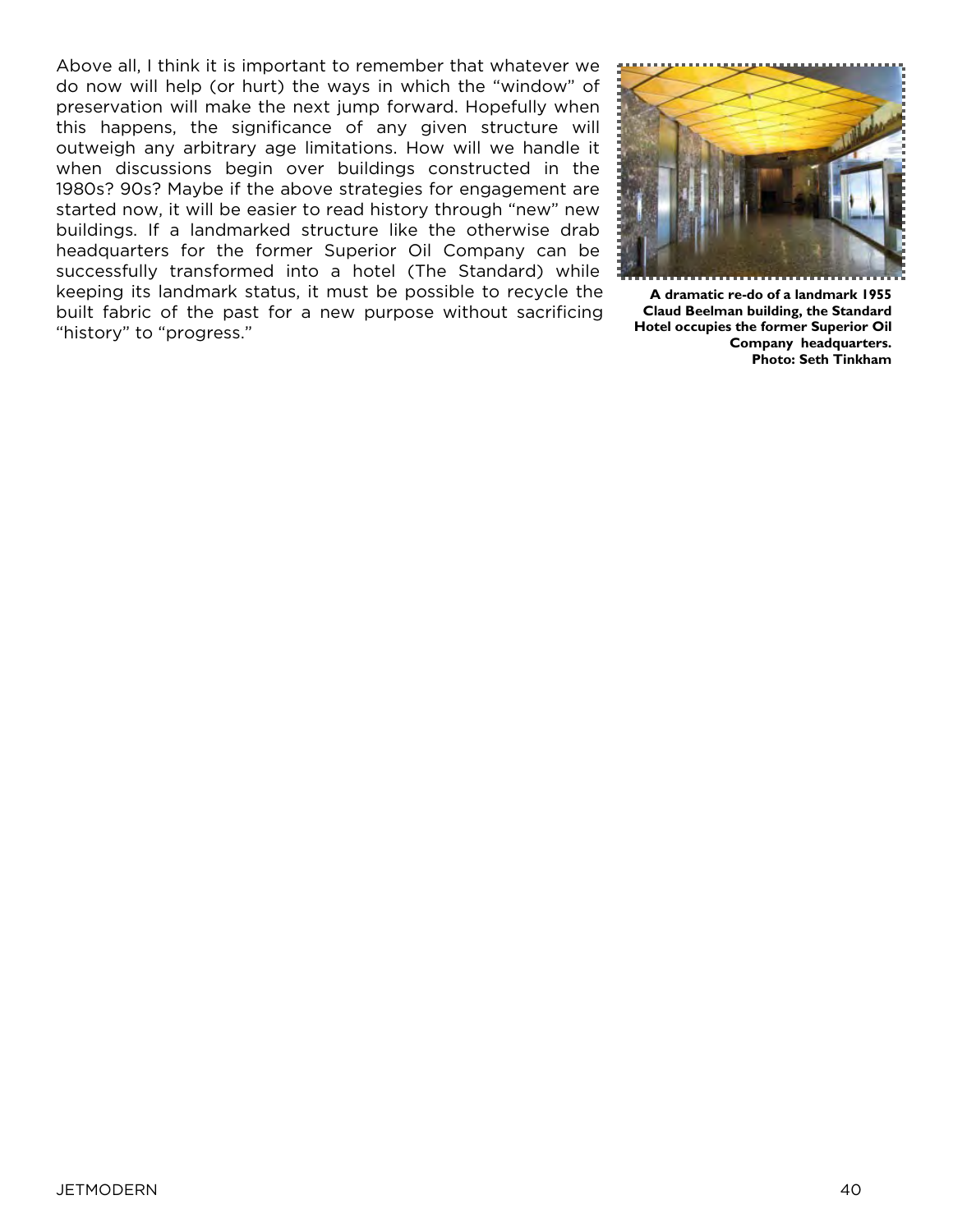Above all, I think it is important to remember that whatever we do now will help (or hurt) the ways in which the "window" of preservation will make the next jump forward. Hopefully when this happens, the significance of any given structure will outweigh any arbitrary age limitations. How will we handle it when discussions begin over buildings constructed in the 1980s? 90s? Maybe if the above strategies for engagement are started now, it will be easier to read history through "new" new buildings. If a landmarked structure like the otherwise drab headquarters for the former Superior Oil Company can be successfully transformed into a hotel (The Standard) while keeping its landmark status, it must be possible to recycle the built fabric of the past for a new purpose without sacrificing "history" to "progress."

**A dramatic re-do of a landmark 1955 Claud Beelman building, the Standard Hotel occupies the former Superior Oil Company headquarters. Photo: Seth Tinkham**